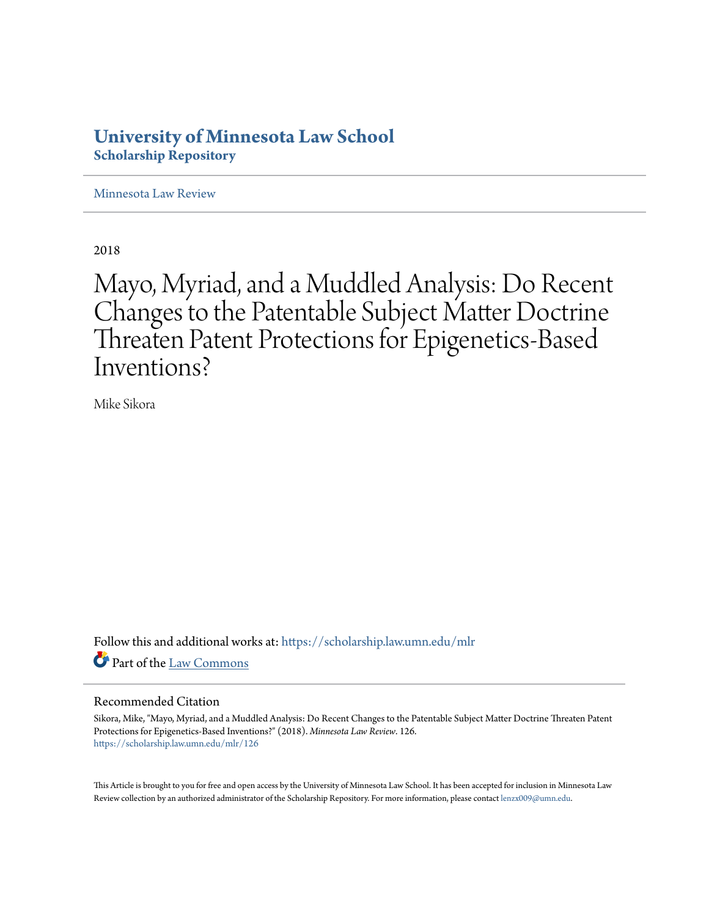# University of Minnesota Law School
## Scholarship Repository

Minnesota Law Review

2018

# Mayo, Myriad, and a Muddled Analysis: Do Recent Changes to the Patentable Subject Matter Doctrine Threaten Patent Protections for Epigenetics-Based Inventions?

Mike Sikora

Follow this and additional works at: https://scholarship.law.umn.edu/mlr

Part of the Law Commons

### Recommended Citation

Sikora, Mike, "Mayo, Myriad, and a Muddled Analysis: Do Recent Changes to the Patentable Subject Matter Doctrine Threaten Patent Protections for Epigenetics-Based Inventions?" (2018). *Minnesota Law Review*. 126.
https://scholarship.law.umn.edu/mlr/126

This Article is brought to you for free and open access by the University of Minnesota Law School. It has been accepted for inclusion in Minnesota Law Review collection by an authorized administrator of the Scholarship Repository. For more information, please contact lenzx009@umn.edu.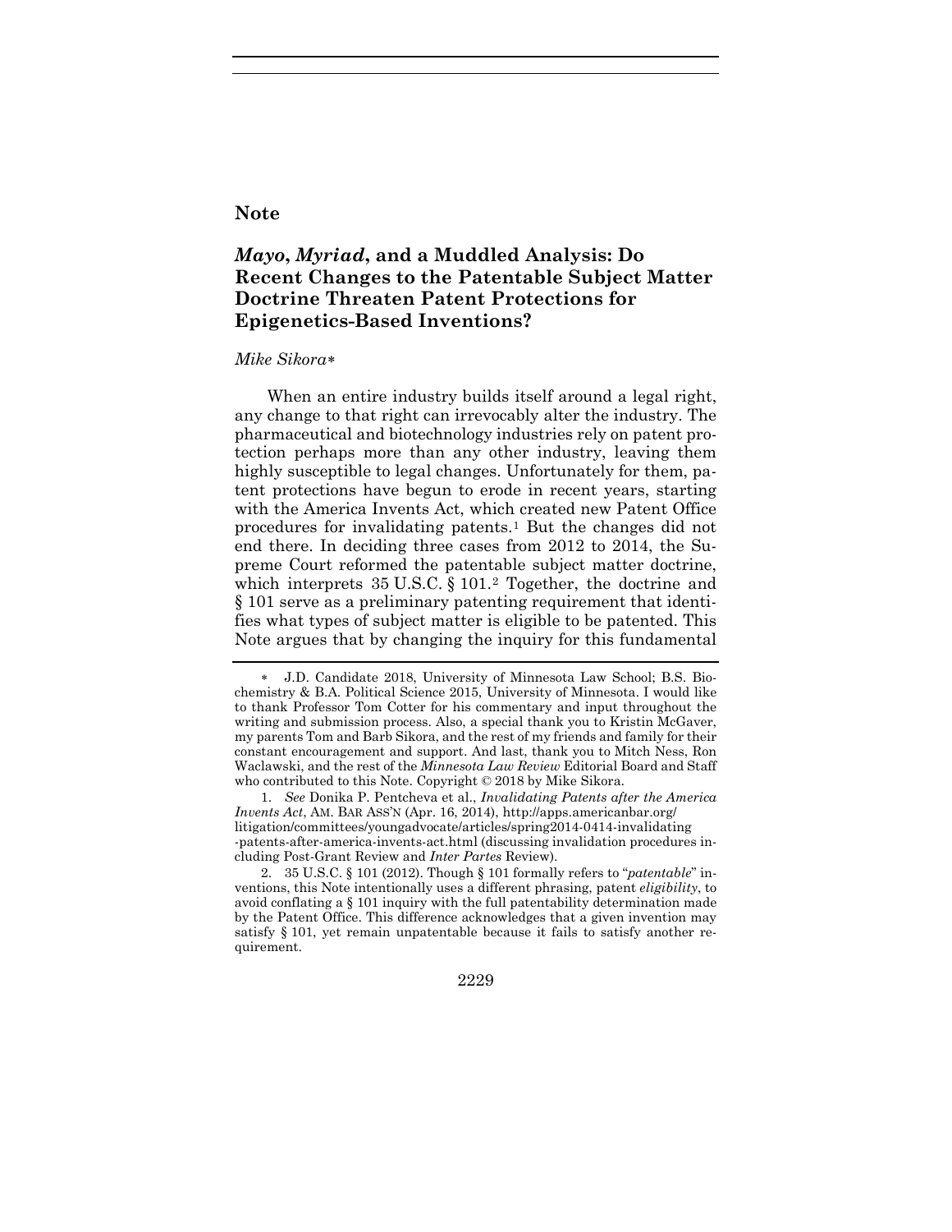Note

# *Mayo*, *Myriad*, and a Muddled Analysis: Do Recent Changes to the Patentable Subject Matter Doctrine Threaten Patent Protections for Epigenetics-Based Inventions?

*Mike Sikora*[*]

When an entire industry builds itself around a legal right, any change to that right can irrevocably alter the industry. The pharmaceutical and biotechnology industries rely on patent protection perhaps more than any other industry, leaving them highly susceptible to legal changes. Unfortunately for them, patent protections have begun to erode in recent years, starting with the America Invents Act, which created new Patent Office procedures for invalidating patents.[1] But the changes did not end there. In deciding three cases from 2012 to 2014, the Supreme Court reformed the patentable subject matter doctrine, which interprets 35 U.S.C. § 101.[2] Together, the doctrine and § 101 serve as a preliminary patenting requirement that identifies what types of subject matter is eligible to be patented. This Note argues that by changing the inquiry for this fundamental

---

[*] J.D. Candidate 2018, University of Minnesota Law School; B.S. Biochemistry & B.A. Political Science 2015, University of Minnesota. I would like to thank Professor Tom Cotter for his commentary and input throughout the writing and submission process. Also, a special thank you to Kristin McGaver, my parents Tom and Barb Sikora, and the rest of my friends and family for their constant encouragement and support. And last, thank you to Mitch Ness, Ron Waclawski, and the rest of the *Minnesota Law Review* Editorial Board and Staff who contributed to this Note. Copyright © 2018 by Mike Sikora.

1. *See* Donika P. Pentcheva et al., *Invalidating Patents after the America Invents Act*, AM. BAR ASS'N (Apr. 16, 2014), http://apps.americanbar.org/litigation/committees/youngadvocate/articles/spring2014-0414-invalidating-patents-after-america-invents-act.html (discussing invalidation procedures including Post-Grant Review and *Inter Partes* Review).

2. 35 U.S.C. § 101 (2012). Though § 101 formally refers to "*patentable*" inventions, this Note intentionally uses a different phrasing, patent *eligibility*, to avoid conflating a § 101 inquiry with the full patentability determination made by the Patent Office. This difference acknowledges that a given invention may satisfy § 101, yet remain unpatentable because it fails to satisfy another requirement.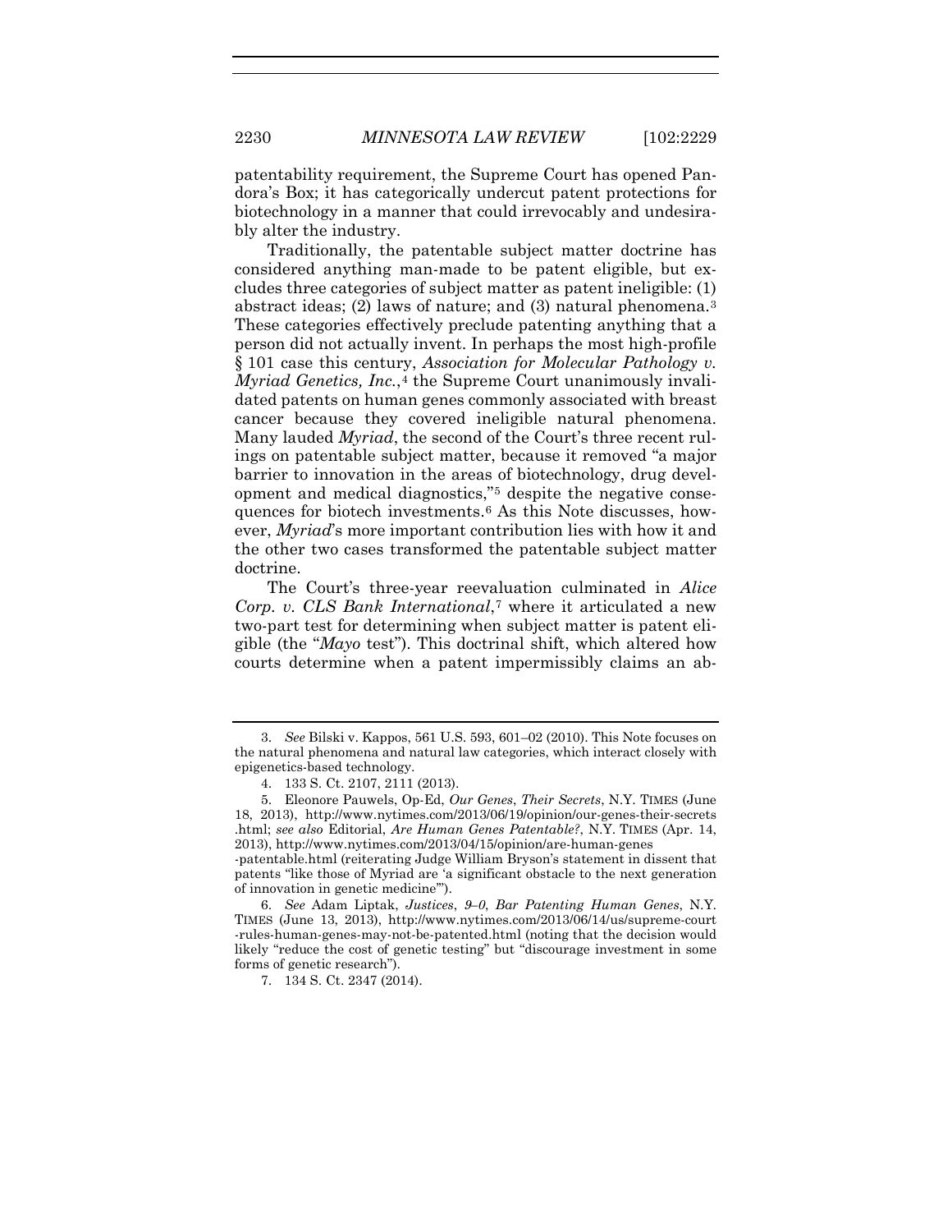patentability requirement, the Supreme Court has opened Pandora's Box; it has categorically undercut patent protections for biotechnology in a manner that could irrevocably and undesirably alter the industry.

Traditionally, the patentable subject matter doctrine has considered anything man-made to be patent eligible, but excludes three categories of subject matter as patent ineligible: (1) abstract ideas; (2) laws of nature; and (3) natural phenomena.[3] These categories effectively preclude patenting anything that a person did not actually invent. In perhaps the most high-profile § 101 case this century, *Association for Molecular Pathology v. Myriad Genetics, Inc.*,[4] the Supreme Court unanimously invalidated patents on human genes commonly associated with breast cancer because they covered ineligible natural phenomena. Many lauded *Myriad*, the second of the Court's three recent rulings on patentable subject matter, because it removed "a major barrier to innovation in the areas of biotechnology, drug development and medical diagnostics,"[5] despite the negative consequences for biotech investments.[6] As this Note discusses, however, *Myriad*'s more important contribution lies with how it and the other two cases transformed the patentable subject matter doctrine.

The Court's three-year reevaluation culminated in *Alice Corp. v. CLS Bank International*,[7] where it articulated a new two-part test for determining when subject matter is patent eligible (the "*Mayo* test"). This doctrinal shift, which altered how courts determine when a patent impermissibly claims an ab-

---

3. *See* Bilski v. Kappos, 561 U.S. 593, 601–02 (2010). This Note focuses on the natural phenomena and natural law categories, which interact closely with epigenetics-based technology.

4. 133 S. Ct. 2107, 2111 (2013).

5. Eleonore Pauwels, Op-Ed, *Our Genes*, *Their Secrets*, N.Y. TIMES (June 18, 2013), http://www.nytimes.com/2013/06/19/opinion/our-genes-their-secrets.html; *see also* Editorial, *Are Human Genes Patentable?*, N.Y. TIMES (Apr. 14, 2013), http://www.nytimes.com/2013/04/15/opinion/are-human-genes-patentable.html (reiterating Judge William Bryson's statement in dissent that patents "like those of Myriad are 'a significant obstacle to the next generation of innovation in genetic medicine'").

6. *See* Adam Liptak, *Justices*, *9–0*, *Bar Patenting Human Genes*, N.Y. TIMES (June 13, 2013), http://www.nytimes.com/2013/06/14/us/supreme-court-rules-human-genes-may-not-be-patented.html (noting that the decision would likely "reduce the cost of genetic testing" but "discourage investment in some forms of genetic research").

7. 134 S. Ct. 2347 (2014).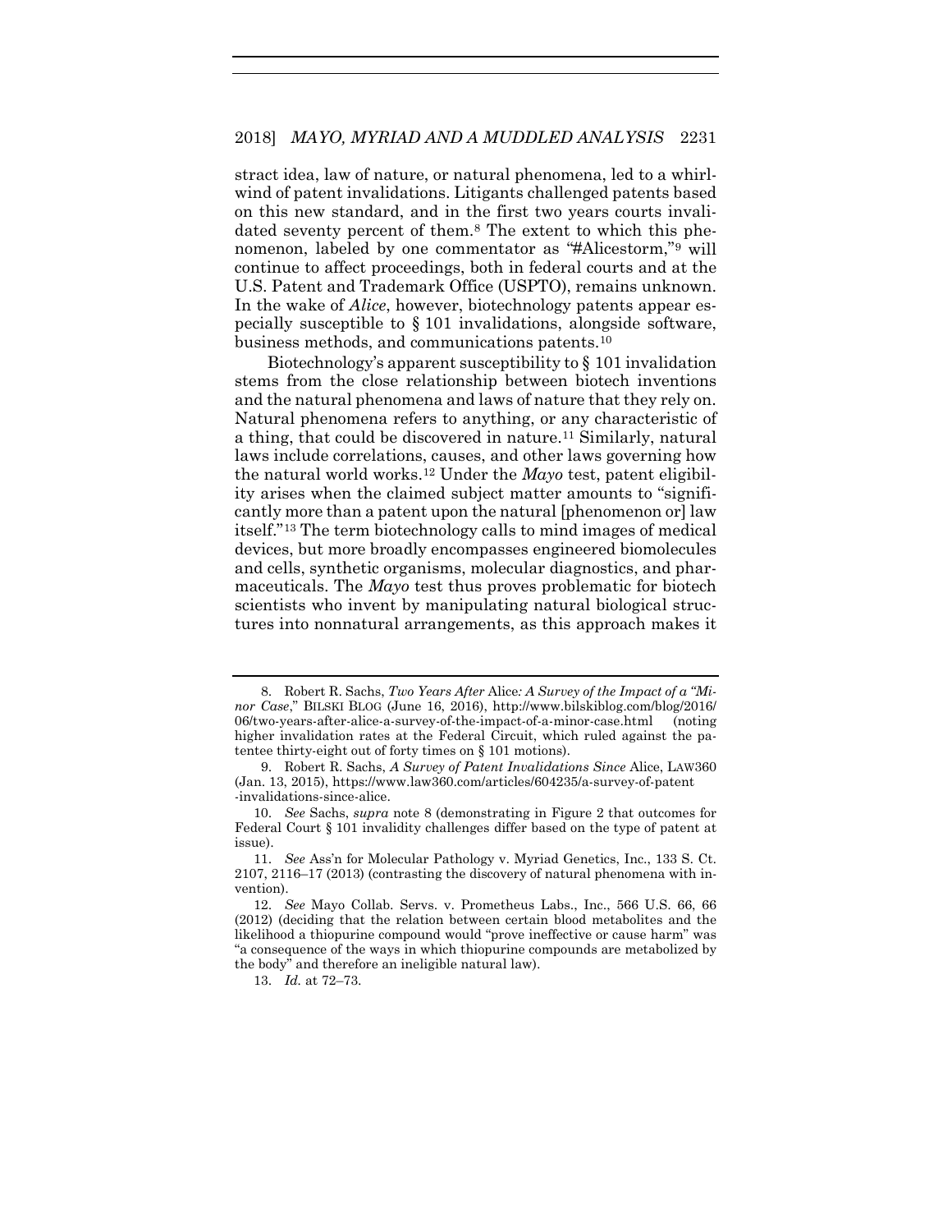stract idea, law of nature, or natural phenomena, led to a whirlwind of patent invalidations. Litigants challenged patents based on this new standard, and in the first two years courts invalidated seventy percent of them.[8] The extent to which this phenomenon, labeled by one commentator as "#Alicestorm,"[9] will continue to affect proceedings, both in federal courts and at the U.S. Patent and Trademark Office (USPTO), remains unknown. In the wake of *Alice*, however, biotechnology patents appear especially susceptible to § 101 invalidations, alongside software, business methods, and communications patents.[10]

Biotechnology's apparent susceptibility to § 101 invalidation stems from the close relationship between biotech inventions and the natural phenomena and laws of nature that they rely on. Natural phenomena refers to anything, or any characteristic of a thing, that could be discovered in nature.[11] Similarly, natural laws include correlations, causes, and other laws governing how the natural world works.[12] Under the *Mayo* test, patent eligibility arises when the claimed subject matter amounts to "significantly more than a patent upon the natural [phenomenon or] law itself."[13] The term biotechnology calls to mind images of medical devices, but more broadly encompasses engineered biomolecules and cells, synthetic organisms, molecular diagnostics, and pharmaceuticals. The *Mayo* test thus proves problematic for biotech scientists who invent by manipulating natural biological structures into nonnatural arrangements, as this approach makes it

---

8. Robert R. Sachs, *Two Years After* Alice*: A Survey of the Impact of a "Minor Case*," BILSKI BLOG (June 16, 2016), http://www.bilskiblog.com/blog/2016/06/two-years-after-alice-a-survey-of-the-impact-of-a-minor-case.html (noting higher invalidation rates at the Federal Circuit, which ruled against the patentee thirty-eight out of forty times on § 101 motions).

9. Robert R. Sachs, *A Survey of Patent Invalidations Since* Alice, LAW360 (Jan. 13, 2015), https://www.law360.com/articles/604235/a-survey-of-patent-invalidations-since-alice.

10. *See* Sachs, *supra* note 8 (demonstrating in Figure 2 that outcomes for Federal Court § 101 invalidity challenges differ based on the type of patent at issue).

11. *See* Ass'n for Molecular Pathology v. Myriad Genetics, Inc., 133 S. Ct. 2107, 2116–17 (2013) (contrasting the discovery of natural phenomena with invention).

12. *See* Mayo Collab. Servs. v. Prometheus Labs., Inc., 566 U.S. 66, 66 (2012) (deciding that the relation between certain blood metabolites and the likelihood a thiopurine compound would "prove ineffective or cause harm" was "a consequence of the ways in which thiopurine compounds are metabolized by the body" and therefore an ineligible natural law).

13. *Id.* at 72–73.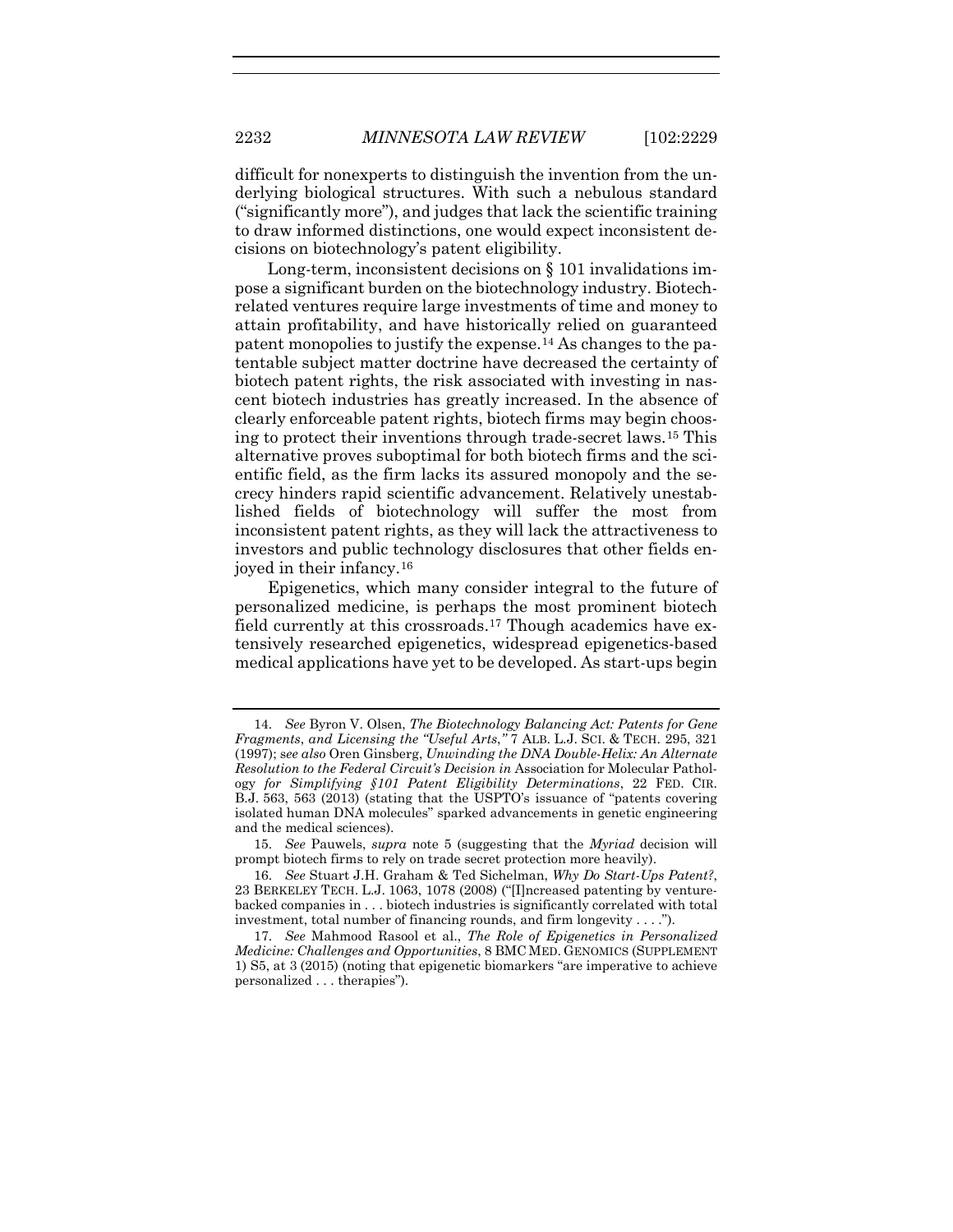difficult for nonexperts to distinguish the invention from the underlying biological structures. With such a nebulous standard ("significantly more"), and judges that lack the scientific training to draw informed distinctions, one would expect inconsistent decisions on biotechnology's patent eligibility.

Long-term, inconsistent decisions on § 101 invalidations impose a significant burden on the biotechnology industry. Biotech-related ventures require large investments of time and money to attain profitability, and have historically relied on guaranteed patent monopolies to justify the expense.[14] As changes to the patentable subject matter doctrine have decreased the certainty of biotech patent rights, the risk associated with investing in nascent biotech industries has greatly increased. In the absence of clearly enforceable patent rights, biotech firms may begin choosing to protect their inventions through trade-secret laws.[15] This alternative proves suboptimal for both biotech firms and the scientific field, as the firm lacks its assured monopoly and the secrecy hinders rapid scientific advancement. Relatively unestablished fields of biotechnology will suffer the most from inconsistent patent rights, as they will lack the attractiveness to investors and public technology disclosures that other fields enjoyed in their infancy.[16]

Epigenetics, which many consider integral to the future of personalized medicine, is perhaps the most prominent biotech field currently at this crossroads.[17] Though academics have extensively researched epigenetics, widespread epigenetics-based medical applications have yet to be developed. As start-ups begin

---

14. *See* Byron V. Olsen, *The Biotechnology Balancing Act: Patents for Gene Fragments, and Licensing the "Useful Arts*,*"* 7 ALB. L.J. SCI. & TECH. 295, 321 (1997); *see also* Oren Ginsberg, *Unwinding the DNA Double-Helix: An Alternate Resolution to the Federal Circuit's Decision in* Association for Molecular Pathology *for Simplifying §101 Patent Eligibility Determinations*, 22 FED. CIR. B.J. 563, 563 (2013) (stating that the USPTO's issuance of "patents covering isolated human DNA molecules" sparked advancements in genetic engineering and the medical sciences).

15. *See* Pauwels, *supra* note 5 (suggesting that the *Myriad* decision will prompt biotech firms to rely on trade secret protection more heavily).

16. *See* Stuart J.H. Graham & Ted Sichelman, *Why Do Start-Ups Patent?*, 23 BERKELEY TECH. L.J. 1063, 1078 (2008) ("[I]ncreased patenting by venture-backed companies in . . . biotech industries is significantly correlated with total investment, total number of financing rounds, and firm longevity . . . .").

17. *See* Mahmood Rasool et al., *The Role of Epigenetics in Personalized Medicine: Challenges and Opportunities*, 8 BMC MED. GENOMICS (SUPPLEMENT 1) S5, at 3 (2015) (noting that epigenetic biomarkers "are imperative to achieve personalized . . . therapies").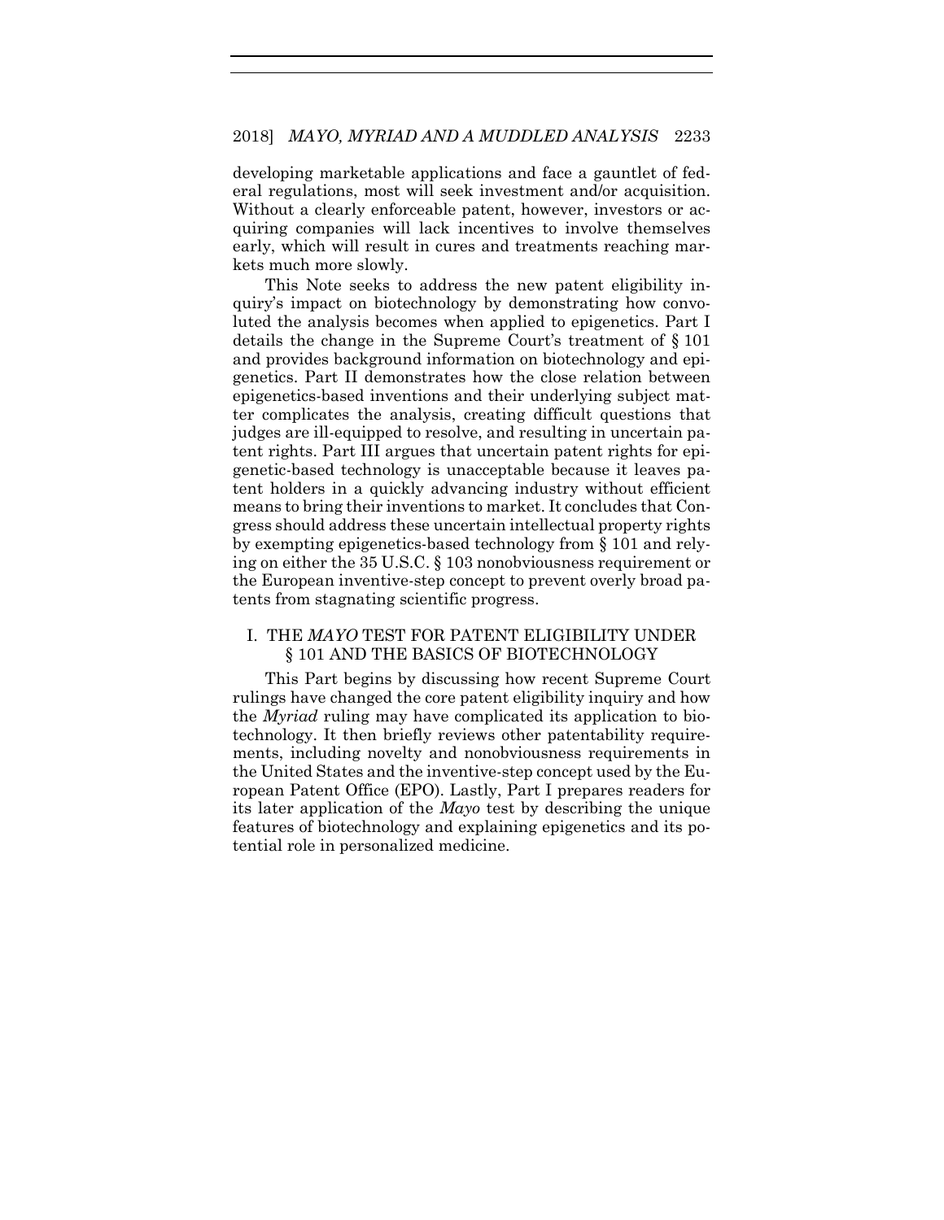developing marketable applications and face a gauntlet of federal regulations, most will seek investment and/or acquisition. Without a clearly enforceable patent, however, investors or acquiring companies will lack incentives to involve themselves early, which will result in cures and treatments reaching markets much more slowly.

This Note seeks to address the new patent eligibility inquiry's impact on biotechnology by demonstrating how convoluted the analysis becomes when applied to epigenetics. Part I details the change in the Supreme Court's treatment of § 101 and provides background information on biotechnology and epigenetics. Part II demonstrates how the close relation between epigenetics-based inventions and their underlying subject matter complicates the analysis, creating difficult questions that judges are ill-equipped to resolve, and resulting in uncertain patent rights. Part III argues that uncertain patent rights for epigenetic-based technology is unacceptable because it leaves patent holders in a quickly advancing industry without efficient means to bring their inventions to market. It concludes that Congress should address these uncertain intellectual property rights by exempting epigenetics-based technology from § 101 and relying on either the 35 U.S.C. § 103 nonobviousness requirement or the European inventive-step concept to prevent overly broad patents from stagnating scientific progress.

## I. THE *MAYO* TEST FOR PATENT ELIGIBILITY UNDER § 101 AND THE BASICS OF BIOTECHNOLOGY

This Part begins by discussing how recent Supreme Court rulings have changed the core patent eligibility inquiry and how the *Myriad* ruling may have complicated its application to biotechnology. It then briefly reviews other patentability requirements, including novelty and nonobviousness requirements in the United States and the inventive-step concept used by the European Patent Office (EPO). Lastly, Part I prepares readers for its later application of the *Mayo* test by describing the unique features of biotechnology and explaining epigenetics and its potential role in personalized medicine.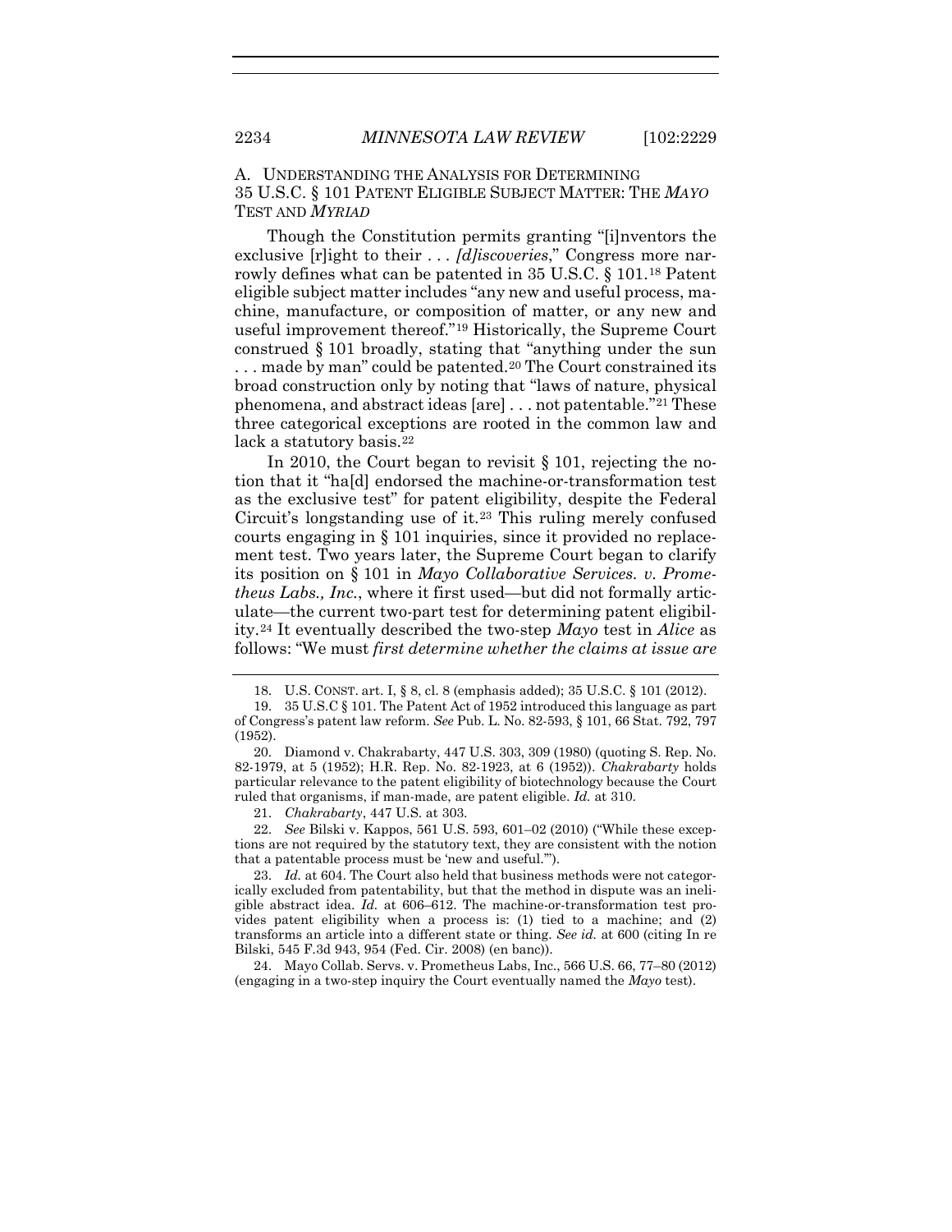### A. Understanding the Analysis for Determining 35 U.S.C. § 101 Patent Eligible Subject Matter: The *Mayo* Test and *Myriad*

Though the Constitution permits granting "[i]nventors the exclusive [r]ight to their . . . *[d]iscoveries*," Congress more narrowly defines what can be patented in 35 U.S.C. § 101.[18] Patent eligible subject matter includes "any new and useful process, machine, manufacture, or composition of matter, or any new and useful improvement thereof."[19] Historically, the Supreme Court construed § 101 broadly, stating that "anything under the sun . . . made by man" could be patented.[20] The Court constrained its broad construction only by noting that "laws of nature, physical phenomena, and abstract ideas [are] . . . not patentable."[21] These three categorical exceptions are rooted in the common law and lack a statutory basis.[22]

In 2010, the Court began to revisit § 101, rejecting the notion that it "ha[d] endorsed the machine-or-transformation test as the exclusive test" for patent eligibility, despite the Federal Circuit's longstanding use of it.[23] This ruling merely confused courts engaging in § 101 inquiries, since it provided no replacement test. Two years later, the Supreme Court began to clarify its position on § 101 in *Mayo Collaborative Services. v. Prometheus Labs., Inc.*, where it first used—but did not formally articulate—the current two-part test for determining patent eligibility.[24] It eventually described the two-step *Mayo* test in *Alice* as follows: "We must *first determine whether the claims at issue are*

---

18. U.S. CONST. art. I, § 8, cl. 8 (emphasis added); 35 U.S.C. § 101 (2012).

19. 35 U.S.C § 101. The Patent Act of 1952 introduced this language as part of Congress's patent law reform. *See* Pub. L. No. 82-593, § 101, 66 Stat. 792, 797 (1952).

20. Diamond v. Chakrabarty, 447 U.S. 303, 309 (1980) (quoting S. Rep. No. 82-1979, at 5 (1952); H.R. Rep. No. 82-1923, at 6 (1952)). *Chakrabarty* holds particular relevance to the patent eligibility of biotechnology because the Court ruled that organisms, if man-made, are patent eligible. *Id.* at 310.

21. *Chakrabarty*, 447 U.S. at 303.

22. *See* Bilski v. Kappos, 561 U.S. 593, 601–02 (2010) ("While these exceptions are not required by the statutory text, they are consistent with the notion that a patentable process must be 'new and useful.'").

23. *Id.* at 604. The Court also held that business methods were not categorically excluded from patentability, but that the method in dispute was an ineligible abstract idea. *Id.* at 606–612. The machine-or-transformation test provides patent eligibility when a process is: (1) tied to a machine; and (2) transforms an article into a different state or thing. *See id.* at 600 (citing In re Bilski, 545 F.3d 943, 954 (Fed. Cir. 2008) (en banc)).

24. Mayo Collab. Servs. v. Prometheus Labs, Inc., 566 U.S. 66, 77–80 (2012) (engaging in a two-step inquiry the Court eventually named the *Mayo* test).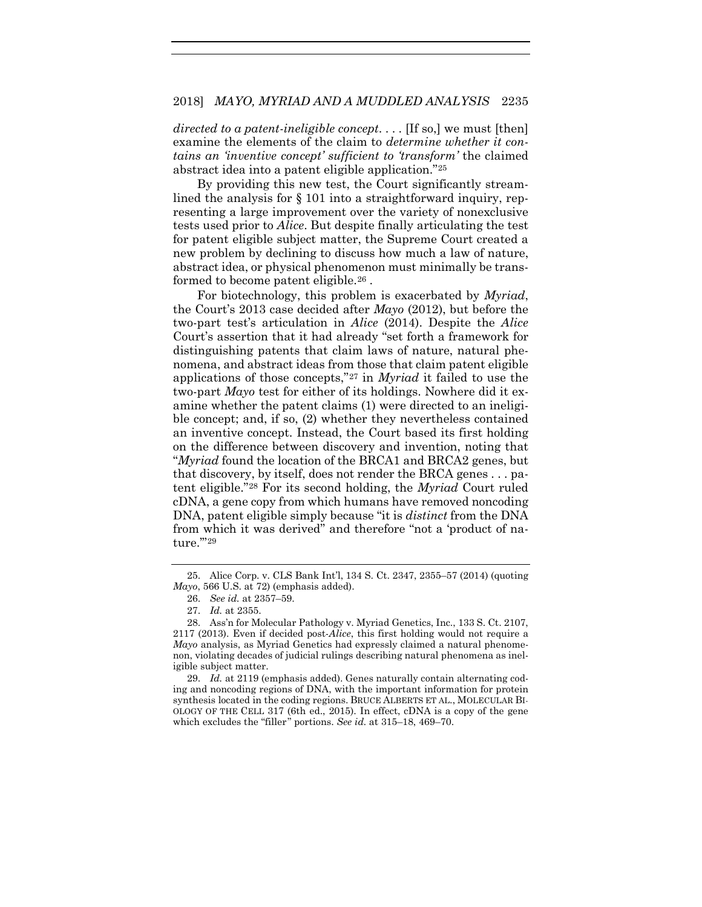*directed to a patent-ineligible concept*. . . . [If so,] we must [then] examine the elements of the claim to *determine whether it contains an 'inventive concept' sufficient to 'transform'* the claimed abstract idea into a patent eligible application."[25]

By providing this new test, the Court significantly streamlined the analysis for § 101 into a straightforward inquiry, representing a large improvement over the variety of nonexclusive tests used prior to *Alice*. But despite finally articulating the test for patent eligible subject matter, the Supreme Court created a new problem by declining to discuss how much a law of nature, abstract idea, or physical phenomenon must minimally be transformed to become patent eligible.[26] .

For biotechnology, this problem is exacerbated by *Myriad*, the Court's 2013 case decided after *Mayo* (2012), but before the two-part test's articulation in *Alice* (2014). Despite the *Alice* Court's assertion that it had already "set forth a framework for distinguishing patents that claim laws of nature, natural phenomena, and abstract ideas from those that claim patent eligible applications of those concepts,"[27] in *Myriad* it failed to use the two-part *Mayo* test for either of its holdings. Nowhere did it examine whether the patent claims (1) were directed to an ineligible concept; and, if so, (2) whether they nevertheless contained an inventive concept. Instead, the Court based its first holding on the difference between discovery and invention, noting that "*Myriad* found the location of the BRCA1 and BRCA2 genes, but that discovery, by itself, does not render the BRCA genes . . . patent eligible."[28] For its second holding, the *Myriad* Court ruled cDNA, a gene copy from which humans have removed noncoding DNA, patent eligible simply because "it is *distinct* from the DNA from which it was derived" and therefore "not a 'product of nature.'"[29]

---

25. Alice Corp. v. CLS Bank Int'l, 134 S. Ct. 2347, 2355–57 (2014) (quoting *Mayo*, 566 U.S. at 72) (emphasis added).

26. *See id.* at 2357–59.

27. *Id.* at 2355.

28. Ass'n for Molecular Pathology v. Myriad Genetics, Inc., 133 S. Ct. 2107, 2117 (2013). Even if decided post-*Alice*, this first holding would not require a *Mayo* analysis, as Myriad Genetics had expressly claimed a natural phenomenon, violating decades of judicial rulings describing natural phenomena as ineligible subject matter.

29. *Id.* at 2119 (emphasis added). Genes naturally contain alternating coding and noncoding regions of DNA, with the important information for protein synthesis located in the coding regions. BRUCE ALBERTS ET AL., MOLECULAR BIOLOGY OF THE CELL 317 (6th ed., 2015). In effect, cDNA is a copy of the gene which excludes the "filler" portions. *See id.* at 315–18, 469–70.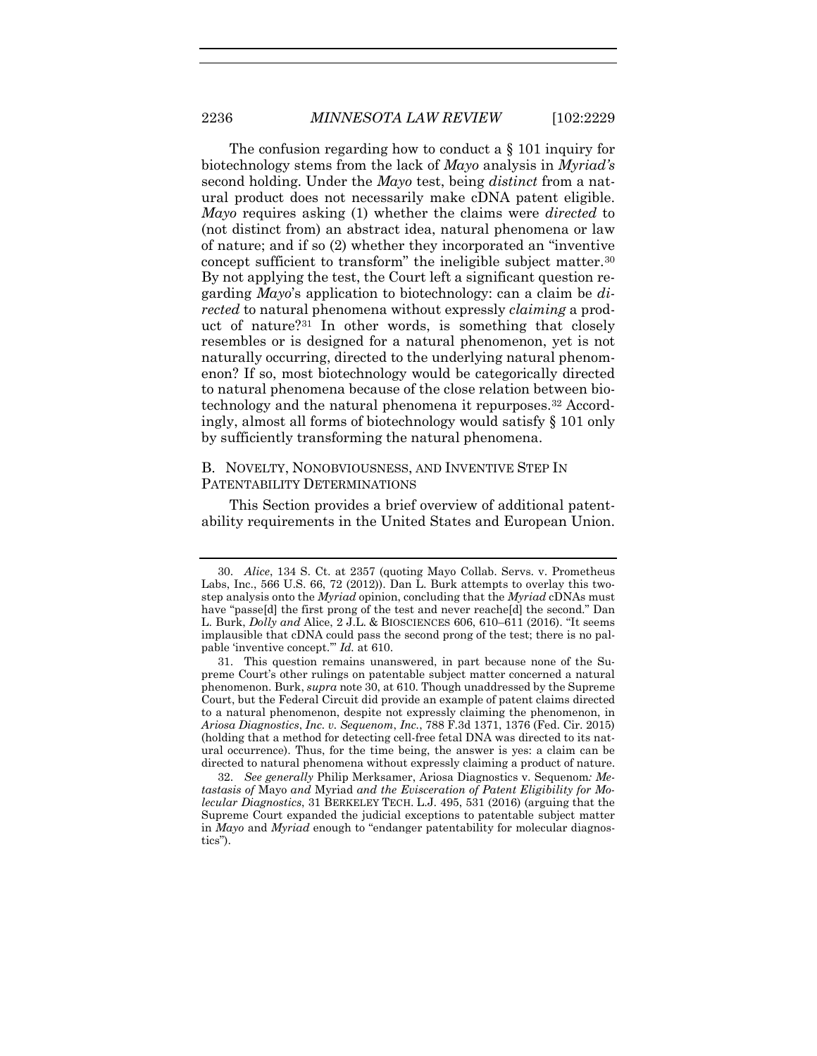The confusion regarding how to conduct a § 101 inquiry for biotechnology stems from the lack of *Mayo* analysis in *Myriad's* second holding. Under the *Mayo* test, being *distinct* from a natural product does not necessarily make cDNA patent eligible. *Mayo* requires asking (1) whether the claims were *directed* to (not distinct from) an abstract idea, natural phenomena or law of nature; and if so (2) whether they incorporated an "inventive concept sufficient to transform" the ineligible subject matter.[30] By not applying the test, the Court left a significant question regarding *Mayo*'s application to biotechnology: can a claim be *directed* to natural phenomena without expressly *claiming* a product of nature?[31] In other words, is something that closely resembles or is designed for a natural phenomenon, yet is not naturally occurring, directed to the underlying natural phenomenon? If so, most biotechnology would be categorically directed to natural phenomena because of the close relation between biotechnology and the natural phenomena it repurposes.[32] Accordingly, almost all forms of biotechnology would satisfy § 101 only by sufficiently transforming the natural phenomena.

### B. Novelty, Nonobviousness, and Inventive Step in Patentability Determinations

This Section provides a brief overview of additional patentability requirements in the United States and European Union.

---

30. *Alice*, 134 S. Ct. at 2357 (quoting Mayo Collab. Servs. v. Prometheus Labs, Inc., 566 U.S. 66, 72 (2012)). Dan L. Burk attempts to overlay this two-step analysis onto the *Myriad* opinion, concluding that the *Myriad* cDNAs must have "passe[d] the first prong of the test and never reache[d] the second." Dan L. Burk, *Dolly and* Alice, 2 J.L. & BIOSCIENCES 606, 610–611 (2016). "It seems implausible that cDNA could pass the second prong of the test; there is no palpable 'inventive concept.'" *Id.* at 610.

31. This question remains unanswered, in part because none of the Supreme Court's other rulings on patentable subject matter concerned a natural phenomenon. Burk, *supra* note 30, at 610. Though unaddressed by the Supreme Court, but the Federal Circuit did provide an example of patent claims directed to a natural phenomenon, despite not expressly claiming the phenomenon, in *Ariosa Diagnostics*, *Inc. v. Sequenom*, *Inc.*, 788 F.3d 1371, 1376 (Fed. Cir. 2015) (holding that a method for detecting cell-free fetal DNA was directed to its natural occurrence). Thus, for the time being, the answer is yes: a claim can be directed to natural phenomena without expressly claiming a product of nature.

32. *See generally* Philip Merksamer, Ariosa Diagnostics v. Sequenom*: Metastasis of* Mayo *and* Myriad *and the Evisceration of Patent Eligibility for Molecular Diagnostics*, 31 BERKELEY TECH. L.J. 495, 531 (2016) (arguing that the Supreme Court expanded the judicial exceptions to patentable subject matter in *Mayo* and *Myriad* enough to "endanger patentability for molecular diagnostics").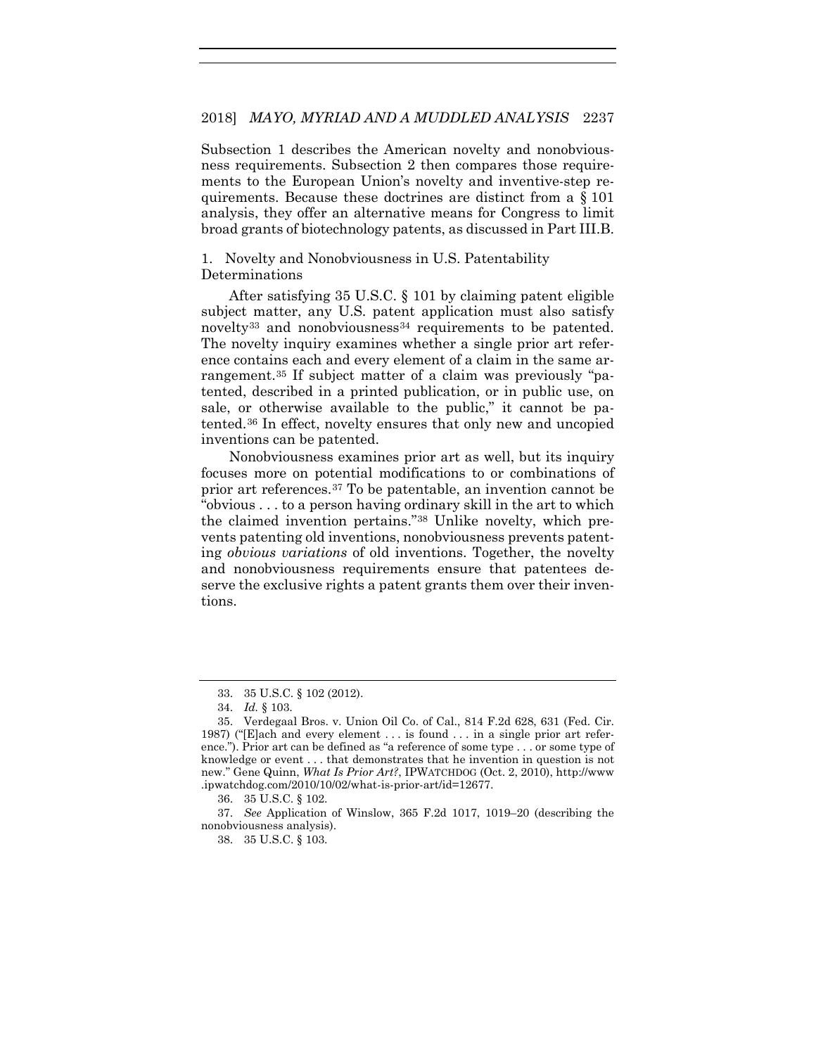Subsection 1 describes the American novelty and nonobviousness requirements. Subsection 2 then compares those requirements to the European Union's novelty and inventive-step requirements. Because these doctrines are distinct from a § 101 analysis, they offer an alternative means for Congress to limit broad grants of biotechnology patents, as discussed in Part III.B.

### 1. Novelty and Nonobviousness in U.S. Patentability Determinations

After satisfying 35 U.S.C. § 101 by claiming patent eligible subject matter, any U.S. patent application must also satisfy novelty[33] and nonobviousness[34] requirements to be patented. The novelty inquiry examines whether a single prior art reference contains each and every element of a claim in the same arrangement.[35] If subject matter of a claim was previously "patented, described in a printed publication, or in public use, on sale, or otherwise available to the public," it cannot be patented.[36] In effect, novelty ensures that only new and uncopied inventions can be patented.

Nonobviousness examines prior art as well, but its inquiry focuses more on potential modifications to or combinations of prior art references.[37] To be patentable, an invention cannot be "obvious . . . to a person having ordinary skill in the art to which the claimed invention pertains."[38] Unlike novelty, which prevents patenting old inventions, nonobviousness prevents patenting *obvious variations* of old inventions. Together, the novelty and nonobviousness requirements ensure that patentees deserve the exclusive rights a patent grants them over their inventions.

---

33. 35 U.S.C. § 102 (2012).

34. *Id.* § 103.

35. Verdegaal Bros. v. Union Oil Co. of Cal., 814 F.2d 628, 631 (Fed. Cir. 1987) ("[E]ach and every element . . . is found . . . in a single prior art reference."). Prior art can be defined as "a reference of some type . . . or some type of knowledge or event . . . that demonstrates that he invention in question is not new." Gene Quinn, *What Is Prior Art?*, IPWATCHDOG (Oct. 2, 2010), http://www.ipwatchdog.com/2010/10/02/what-is-prior-art/id=12677.

36. 35 U.S.C. § 102.

37. *See* Application of Winslow, 365 F.2d 1017, 1019–20 (describing the nonobviousness analysis).

38. 35 U.S.C. § 103.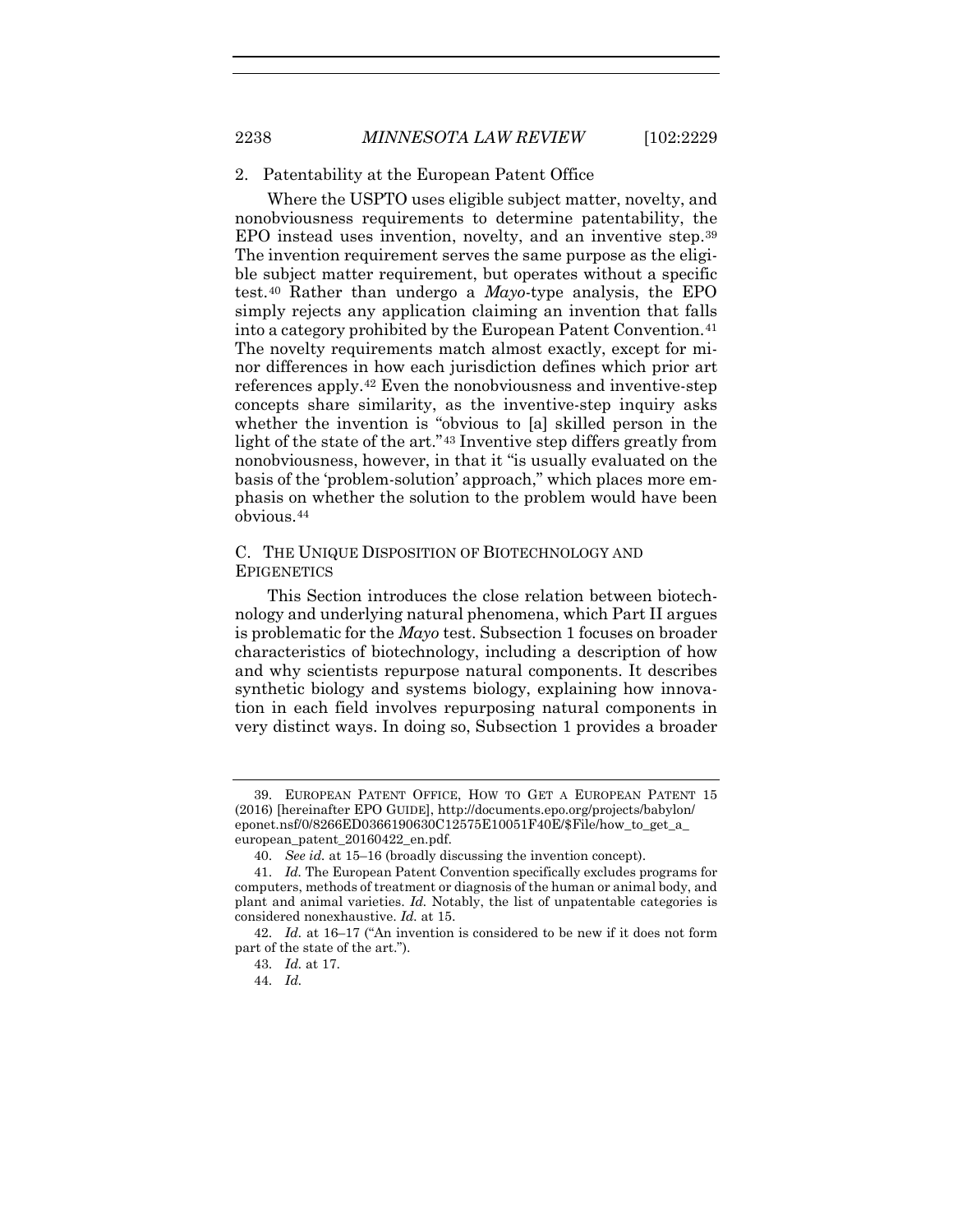### 2. Patentability at the European Patent Office

Where the USPTO uses eligible subject matter, novelty, and nonobviousness requirements to determine patentability, the EPO instead uses invention, novelty, and an inventive step.[39] The invention requirement serves the same purpose as the eligible subject matter requirement, but operates without a specific test.[40] Rather than undergo a *Mayo*-type analysis, the EPO simply rejects any application claiming an invention that falls into a category prohibited by the European Patent Convention.[41] The novelty requirements match almost exactly, except for minor differences in how each jurisdiction defines which prior art references apply.[42] Even the nonobviousness and inventive-step concepts share similarity, as the inventive-step inquiry asks whether the invention is "obvious to [a] skilled person in the light of the state of the art."[43] Inventive step differs greatly from nonobviousness, however, in that it "is usually evaluated on the basis of the 'problem-solution' approach," which places more emphasis on whether the solution to the problem would have been obvious.[44]

## C. The Unique Disposition of Biotechnology and Epigenetics

This Section introduces the close relation between biotechnology and underlying natural phenomena, which Part II argues is problematic for the *Mayo* test. Subsection 1 focuses on broader characteristics of biotechnology, including a description of how and why scientists repurpose natural components. It describes synthetic biology and systems biology, explaining how innovation in each field involves repurposing natural components in very distinct ways. In doing so, Subsection 1 provides a broader

---

39. European Patent Office, How to Get a European Patent 15 (2016) [hereinafter EPO Guide], http://documents.epo.org/projects/babylon/eponet.nsf/0/8266ED0366190630C12575E10051F40E/$File/how_to_get_a_european_patent_20160422_en.pdf.

40. *See id.* at 15–16 (broadly discussing the invention concept).

41. *Id.* The European Patent Convention specifically excludes programs for computers, methods of treatment or diagnosis of the human or animal body, and plant and animal varieties. *Id.* Notably, the list of unpatentable categories is considered nonexhaustive. *Id.* at 15.

42. *Id.* at 16–17 ("An invention is considered to be new if it does not form part of the state of the art.").

43. *Id.* at 17.

44. *Id.*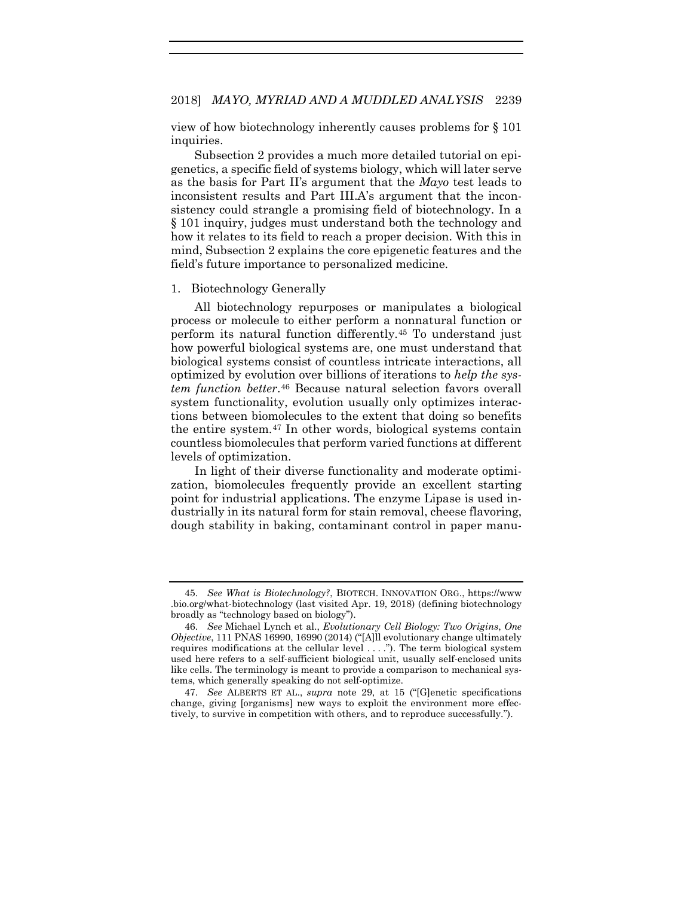view of how biotechnology inherently causes problems for § 101 inquiries.

Subsection 2 provides a much more detailed tutorial on epigenetics, a specific field of systems biology, which will later serve as the basis for Part II's argument that the *Mayo* test leads to inconsistent results and Part III.A's argument that the inconsistency could strangle a promising field of biotechnology. In a § 101 inquiry, judges must understand both the technology and how it relates to its field to reach a proper decision. With this in mind, Subsection 2 explains the core epigenetic features and the field's future importance to personalized medicine.

### 1. Biotechnology Generally

All biotechnology repurposes or manipulates a biological process or molecule to either perform a nonnatural function or perform its natural function differently.[45] To understand just how powerful biological systems are, one must understand that biological systems consist of countless intricate interactions, all optimized by evolution over billions of iterations to *help the system function better*.[46] Because natural selection favors overall system functionality, evolution usually only optimizes interactions between biomolecules to the extent that doing so benefits the entire system.[47] In other words, biological systems contain countless biomolecules that perform varied functions at different levels of optimization.

In light of their diverse functionality and moderate optimization, biomolecules frequently provide an excellent starting point for industrial applications. The enzyme Lipase is used industrially in its natural form for stain removal, cheese flavoring, dough stability in baking, contaminant control in paper manu-

---

45. *See What is Biotechnology?*, BIOTECH. INNOVATION ORG., https://www.bio.org/what-biotechnology (last visited Apr. 19, 2018) (defining biotechnology broadly as "technology based on biology").

46. *See* Michael Lynch et al., *Evolutionary Cell Biology: Two Origins*, *One Objective*, 111 PNAS 16990, 16990 (2014) ("[A]ll evolutionary change ultimately requires modifications at the cellular level . . . ."). The term biological system used here refers to a self-sufficient biological unit, usually self-enclosed units like cells. The terminology is meant to provide a comparison to mechanical systems, which generally speaking do not self-optimize.

47. *See* ALBERTS ET AL., *supra* note 29, at 15 ("[G]enetic specifications change, giving [organisms] new ways to exploit the environment more effectively, to survive in competition with others, and to reproduce successfully.").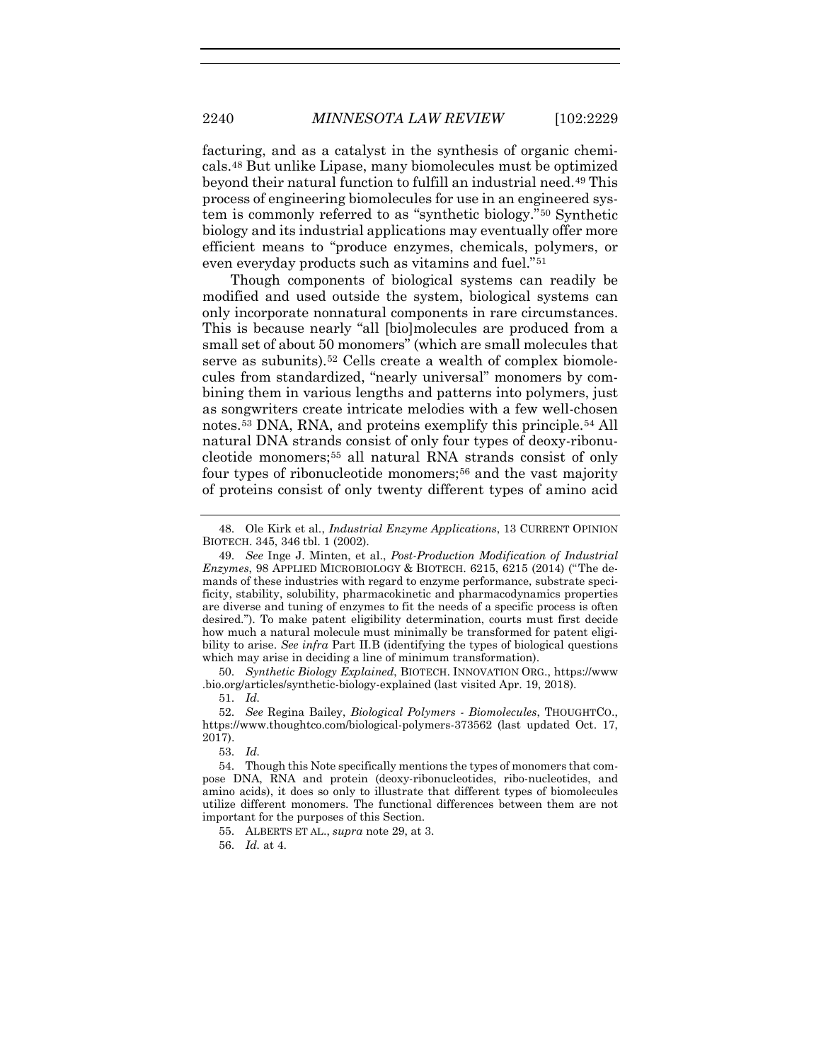facturing, and as a catalyst in the synthesis of organic chemicals.[48] But unlike Lipase, many biomolecules must be optimized beyond their natural function to fulfill an industrial need.[49] This process of engineering biomolecules for use in an engineered system is commonly referred to as "synthetic biology."[50] Synthetic biology and its industrial applications may eventually offer more efficient means to "produce enzymes, chemicals, polymers, or even everyday products such as vitamins and fuel."[51]

Though components of biological systems can readily be modified and used outside the system, biological systems can only incorporate nonnatural components in rare circumstances. This is because nearly "all [bio]molecules are produced from a small set of about 50 monomers" (which are small molecules that serve as subunits).[52] Cells create a wealth of complex biomolecules from standardized, "nearly universal" monomers by combining them in various lengths and patterns into polymers, just as songwriters create intricate melodies with a few well-chosen notes.[53] DNA, RNA, and proteins exemplify this principle.[54] All natural DNA strands consist of only four types of deoxy-ribonucleotide monomers;[55] all natural RNA strands consist of only four types of ribonucleotide monomers;[56] and the vast majority of proteins consist of only twenty different types of amino acid

---

48. Ole Kirk et al., *Industrial Enzyme Applications*, 13 CURRENT OPINION BIOTECH. 345, 346 tbl. 1 (2002).

49. *See* Inge J. Minten, et al., *Post-Production Modification of Industrial Enzymes*, 98 APPLIED MICROBIOLOGY & BIOTECH. 6215, 6215 (2014) ("The demands of these industries with regard to enzyme performance, substrate specificity, stability, solubility, pharmacokinetic and pharmacodynamics properties are diverse and tuning of enzymes to fit the needs of a specific process is often desired."). To make patent eligibility determination, courts must first decide how much a natural molecule must minimally be transformed for patent eligibility to arise. *See infra* Part II.B (identifying the types of biological questions which may arise in deciding a line of minimum transformation).

50. *Synthetic Biology Explained*, BIOTECH. INNOVATION ORG., https://www.bio.org/articles/synthetic-biology-explained (last visited Apr. 19, 2018).

51. *Id.*

52. *See* Regina Bailey, *Biological Polymers - Biomolecules*, THOUGHTCO., https://www.thoughtco.com/biological-polymers-373562 (last updated Oct. 17, 2017).

53. *Id.*

54. Though this Note specifically mentions the types of monomers that compose DNA, RNA and protein (deoxy-ribonucleotides, ribo-nucleotides, and amino acids), it does so only to illustrate that different types of biomolecules utilize different monomers. The functional differences between them are not important for the purposes of this Section.

55. ALBERTS ET AL., *supra* note 29, at 3.

56. *Id.* at 4.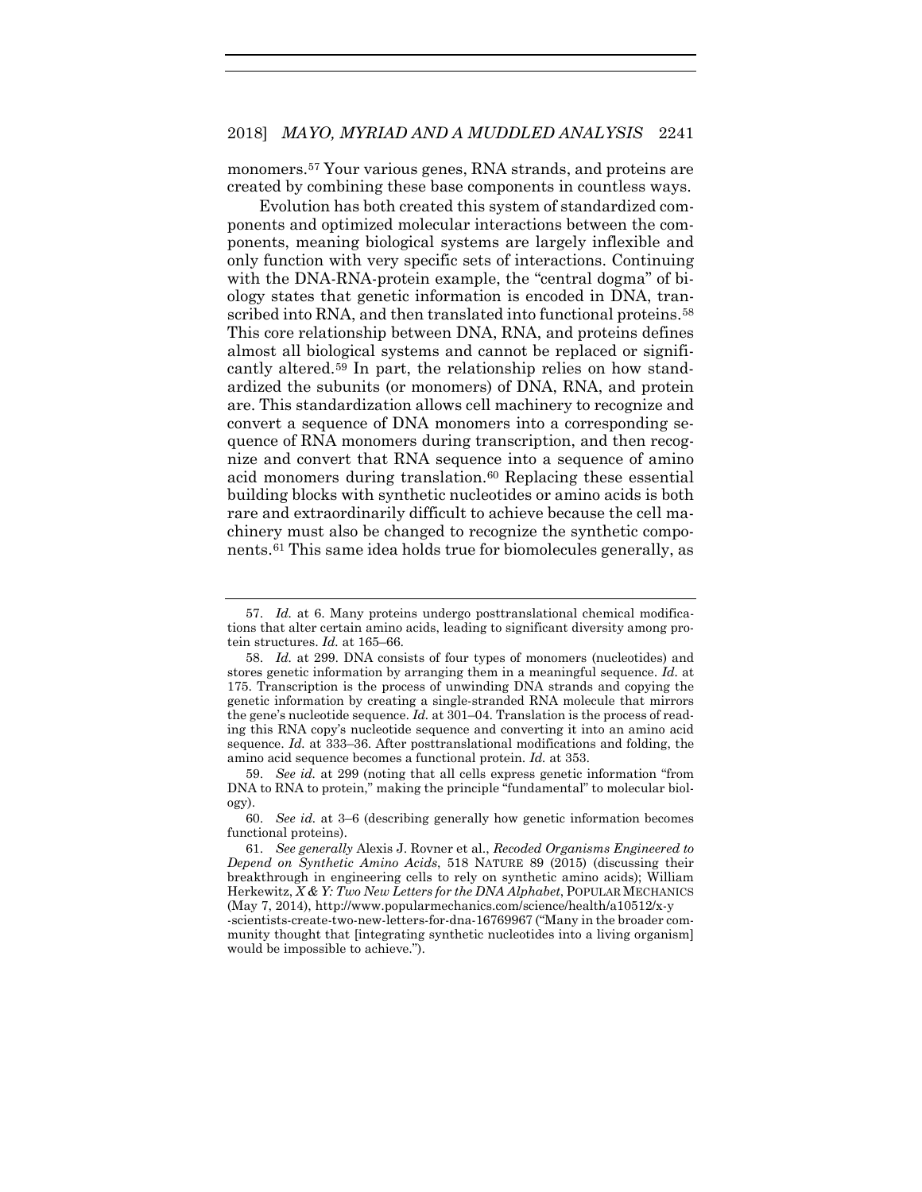monomers.[57] Your various genes, RNA strands, and proteins are created by combining these base components in countless ways.

Evolution has both created this system of standardized components and optimized molecular interactions between the components, meaning biological systems are largely inflexible and only function with very specific sets of interactions. Continuing with the DNA-RNA-protein example, the "central dogma" of biology states that genetic information is encoded in DNA, transcribed into RNA, and then translated into functional proteins.[58] This core relationship between DNA, RNA, and proteins defines almost all biological systems and cannot be replaced or significantly altered.[59] In part, the relationship relies on how standardized the subunits (or monomers) of DNA, RNA, and protein are. This standardization allows cell machinery to recognize and convert a sequence of DNA monomers into a corresponding sequence of RNA monomers during transcription, and then recognize and convert that RNA sequence into a sequence of amino acid monomers during translation.[60] Replacing these essential building blocks with synthetic nucleotides or amino acids is both rare and extraordinarily difficult to achieve because the cell machinery must also be changed to recognize the synthetic components.[61] This same idea holds true for biomolecules generally, as

---

57. *Id.* at 6. Many proteins undergo posttranslational chemical modifications that alter certain amino acids, leading to significant diversity among protein structures. *Id.* at 165–66.

58. *Id.* at 299. DNA consists of four types of monomers (nucleotides) and stores genetic information by arranging them in a meaningful sequence. *Id*. at 175. Transcription is the process of unwinding DNA strands and copying the genetic information by creating a single-stranded RNA molecule that mirrors the gene's nucleotide sequence. *Id.* at 301–04. Translation is the process of reading this RNA copy's nucleotide sequence and converting it into an amino acid sequence. *Id.* at 333–36. After posttranslational modifications and folding, the amino acid sequence becomes a functional protein. *Id.* at 353.

59. *See id.* at 299 (noting that all cells express genetic information "from DNA to RNA to protein," making the principle "fundamental" to molecular biology).

60. *See id.* at 3–6 (describing generally how genetic information becomes functional proteins).

61. *See generally* Alexis J. Rovner et al., *Recoded Organisms Engineered to Depend on Synthetic Amino Acids*, 518 NATURE 89 (2015) (discussing their breakthrough in engineering cells to rely on synthetic amino acids); William Herkewitz, *X & Y: Two New Letters for the DNA Alphabet*, POPULAR MECHANICS (May 7, 2014), http://www.popularmechanics.com/science/health/a10512/x-y-scientists-create-two-new-letters-for-dna-16769967 ("Many in the broader community thought that [integrating synthetic nucleotides into a living organism] would be impossible to achieve.").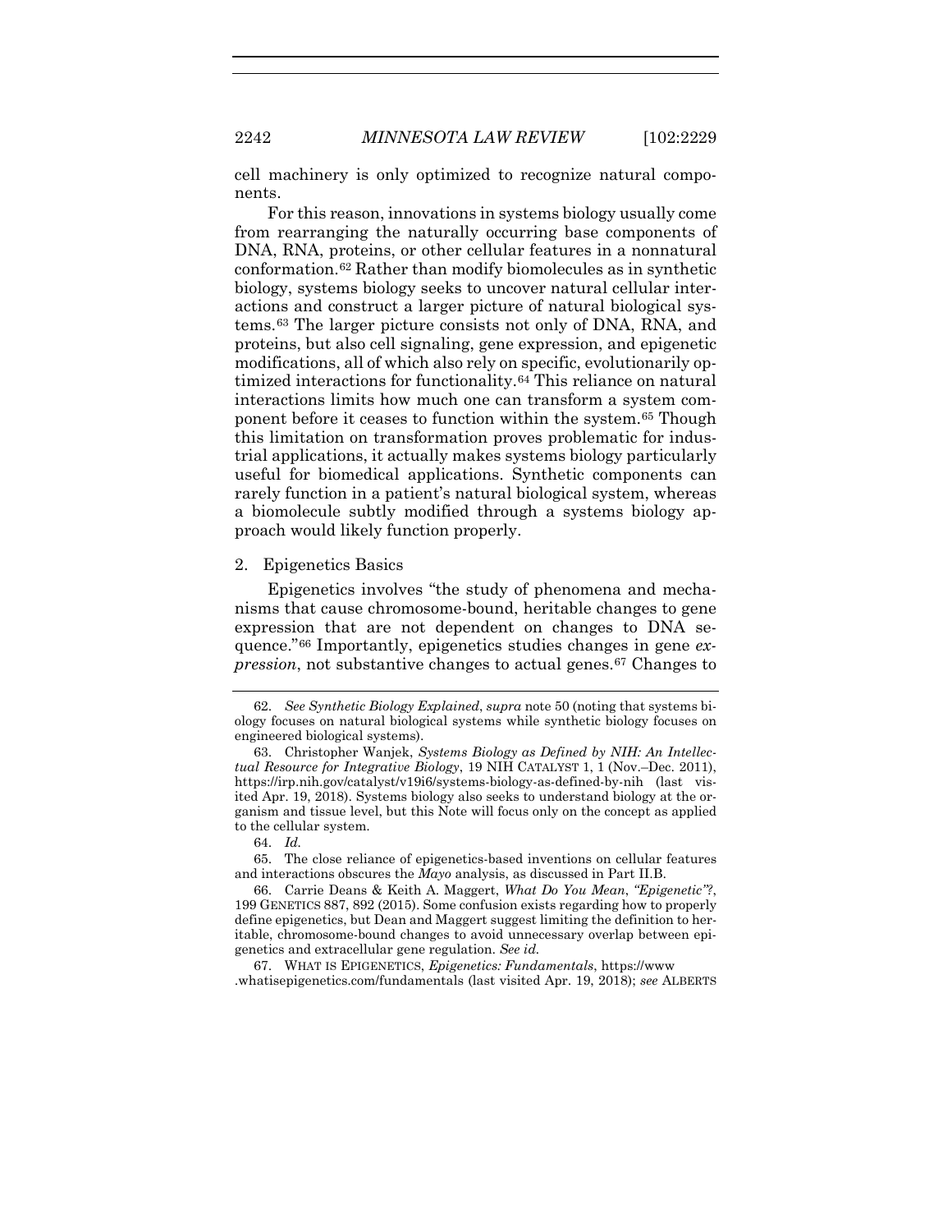cell machinery is only optimized to recognize natural components.

For this reason, innovations in systems biology usually come from rearranging the naturally occurring base components of DNA, RNA, proteins, or other cellular features in a nonnatural conformation.[62] Rather than modify biomolecules as in synthetic biology, systems biology seeks to uncover natural cellular interactions and construct a larger picture of natural biological systems.[63] The larger picture consists not only of DNA, RNA, and proteins, but also cell signaling, gene expression, and epigenetic modifications, all of which also rely on specific, evolutionarily optimized interactions for functionality.[64] This reliance on natural interactions limits how much one can transform a system component before it ceases to function within the system.[65] Though this limitation on transformation proves problematic for industrial applications, it actually makes systems biology particularly useful for biomedical applications. Synthetic components can rarely function in a patient's natural biological system, whereas a biomolecule subtly modified through a systems biology approach would likely function properly.

### 2. Epigenetics Basics

Epigenetics involves "the study of phenomena and mechanisms that cause chromosome-bound, heritable changes to gene expression that are not dependent on changes to DNA sequence."[66] Importantly, epigenetics studies changes in gene *expression*, not substantive changes to actual genes.[67] Changes to

---

62. *See Synthetic Biology Explained*, *supra* note 50 (noting that systems biology focuses on natural biological systems while synthetic biology focuses on engineered biological systems).

63. Christopher Wanjek, *Systems Biology as Defined by NIH: An Intellectual Resource for Integrative Biology*, 19 NIH CATALYST 1, 1 (Nov.–Dec. 2011), https://irp.nih.gov/catalyst/v19i6/systems-biology-as-defined-by-nih (last visited Apr. 19, 2018). Systems biology also seeks to understand biology at the organism and tissue level, but this Note will focus only on the concept as applied to the cellular system.

64. *Id.*

65. The close reliance of epigenetics-based inventions on cellular features and interactions obscures the *Mayo* analysis, as discussed in Part II.B.

66. Carrie Deans & Keith A. Maggert, *What Do You Mean, "Epigenetic"?*, 199 GENETICS 887, 892 (2015). Some confusion exists regarding how to properly define epigenetics, but Dean and Maggert suggest limiting the definition to heritable, chromosome-bound changes to avoid unnecessary overlap between epigenetics and extracellular gene regulation. *See id.*

67. WHAT IS EPIGENETICS, *Epigenetics: Fundamentals*, https://www.whatisepigenetics.com/fundamentals (last visited Apr. 19, 2018); *see* ALBERTS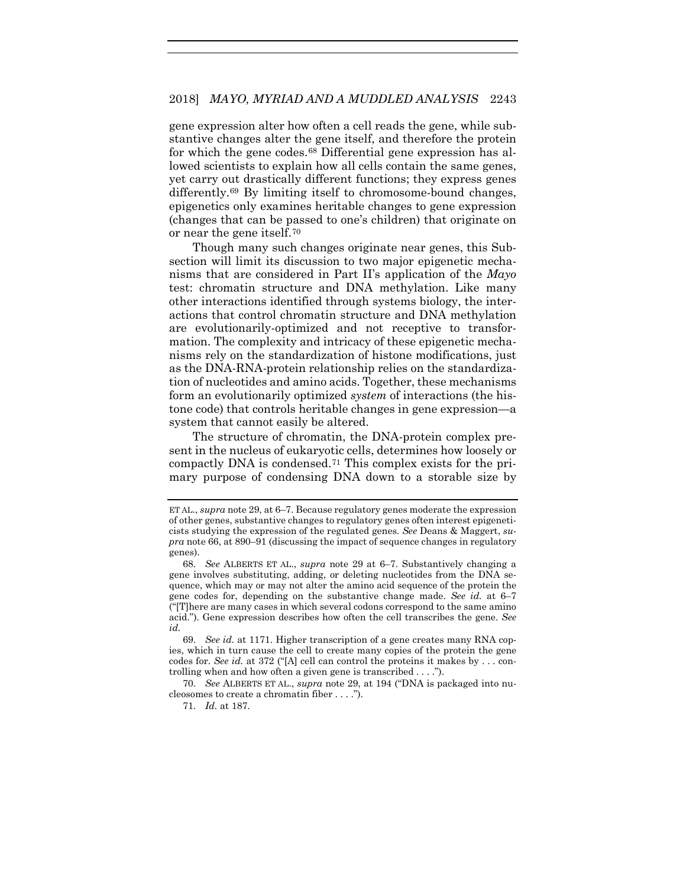gene expression alter how often a cell reads the gene, while substantive changes alter the gene itself, and therefore the protein for which the gene codes.[68] Differential gene expression has allowed scientists to explain how all cells contain the same genes, yet carry out drastically different functions; they express genes differently.[69] By limiting itself to chromosome-bound changes, epigenetics only examines heritable changes to gene expression (changes that can be passed to one's children) that originate on or near the gene itself.[70]

Though many such changes originate near genes, this Subsection will limit its discussion to two major epigenetic mechanisms that are considered in Part II's application of the *Mayo* test: chromatin structure and DNA methylation. Like many other interactions identified through systems biology, the interactions that control chromatin structure and DNA methylation are evolutionarily-optimized and not receptive to transformation. The complexity and intricacy of these epigenetic mechanisms rely on the standardization of histone modifications, just as the DNA-RNA-protein relationship relies on the standardization of nucleotides and amino acids. Together, these mechanisms form an evolutionarily optimized *system* of interactions (the histone code) that controls heritable changes in gene expression—a system that cannot easily be altered.

The structure of chromatin, the DNA-protein complex present in the nucleus of eukaryotic cells, determines how loosely or compactly DNA is condensed.[71] This complex exists for the primary purpose of condensing DNA down to a storable size by

---

ET AL., *supra* note 29, at 6–7. Because regulatory genes moderate the expression of other genes, substantive changes to regulatory genes often interest epigeneticists studying the expression of the regulated genes. *See* Deans & Maggert, *supra* note 66, at 890–91 (discussing the impact of sequence changes in regulatory genes).

68. *See* ALBERTS ET AL., *supra* note 29 at 6–7. Substantively changing a gene involves substituting, adding, or deleting nucleotides from the DNA sequence, which may or may not alter the amino acid sequence of the protein the gene codes for, depending on the substantive change made. *See id.* at 6–7 ("[T]here are many cases in which several codons correspond to the same amino acid."). Gene expression describes how often the cell transcribes the gene. *See id.*

69. *See id.* at 1171. Higher transcription of a gene creates many RNA copies, which in turn cause the cell to create many copies of the protein the gene codes for. *See id.* at 372 ("[A] cell can control the proteins it makes by . . . controlling when and how often a given gene is transcribed . . . .").

70. *See* ALBERTS ET AL., *supra* note 29, at 194 ("DNA is packaged into nucleosomes to create a chromatin fiber . . . .").

71. *Id.* at 187.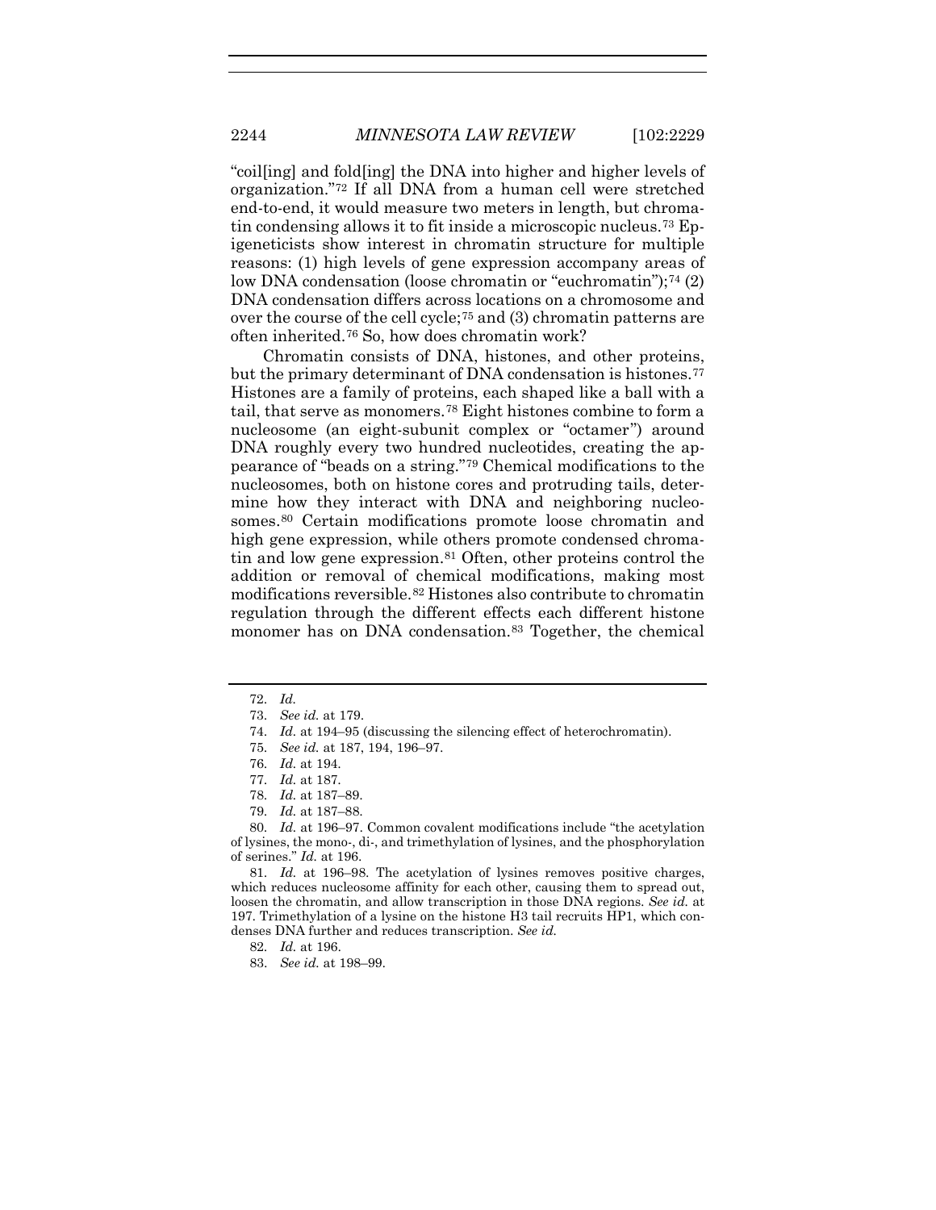"coil[ing] and fold[ing] the DNA into higher and higher levels of organization."[72] If all DNA from a human cell were stretched end-to-end, it would measure two meters in length, but chromatin condensing allows it to fit inside a microscopic nucleus.[73] Epigeneticists show interest in chromatin structure for multiple reasons: (1) high levels of gene expression accompany areas of low DNA condensation (loose chromatin or "euchromatin");[74] (2) DNA condensation differs across locations on a chromosome and over the course of the cell cycle;[75] and (3) chromatin patterns are often inherited.[76] So, how does chromatin work?

Chromatin consists of DNA, histones, and other proteins, but the primary determinant of DNA condensation is histones.[77] Histones are a family of proteins, each shaped like a ball with a tail, that serve as monomers.[78] Eight histones combine to form a nucleosome (an eight-subunit complex or "octamer") around DNA roughly every two hundred nucleotides, creating the appearance of "beads on a string."[79] Chemical modifications to the nucleosomes, both on histone cores and protruding tails, determine how they interact with DNA and neighboring nucleosomes.[80] Certain modifications promote loose chromatin and high gene expression, while others promote condensed chromatin and low gene expression.[81] Often, other proteins control the addition or removal of chemical modifications, making most modifications reversible.[82] Histones also contribute to chromatin regulation through the different effects each different histone monomer has on DNA condensation.[83] Together, the chemical

---

72. *Id.*

73. *See id.* at 179.

74. *Id.* at 194–95 (discussing the silencing effect of heterochromatin).

75. *See id.* at 187, 194, 196–97.

76. *Id.* at 194.

77. *Id.* at 187.

78. *Id.* at 187–89.

79. *Id.* at 187–88.

80. *Id.* at 196–97. Common covalent modifications include "the acetylation of lysines, the mono-, di-, and trimethylation of lysines, and the phosphorylation of serines." *Id.* at 196.

81. *Id.* at 196–98. The acetylation of lysines removes positive charges, which reduces nucleosome affinity for each other, causing them to spread out, loosen the chromatin, and allow transcription in those DNA regions. *See id.* at 197. Trimethylation of a lysine on the histone H3 tail recruits HP1, which condenses DNA further and reduces transcription. *See id.*

82. *Id.* at 196.

83. *See id.* at 198–99.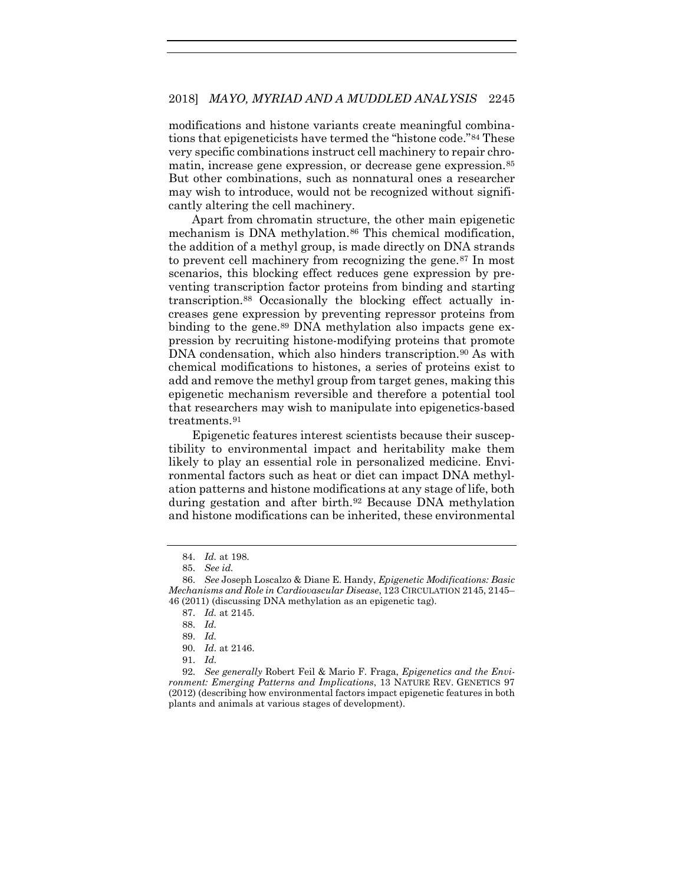modifications and histone variants create meaningful combinations that epigeneticists have termed the "histone code."[84] These very specific combinations instruct cell machinery to repair chromatin, increase gene expression, or decrease gene expression.[85] But other combinations, such as nonnatural ones a researcher may wish to introduce, would not be recognized without significantly altering the cell machinery.

Apart from chromatin structure, the other main epigenetic mechanism is DNA methylation.[86] This chemical modification, the addition of a methyl group, is made directly on DNA strands to prevent cell machinery from recognizing the gene.[87] In most scenarios, this blocking effect reduces gene expression by preventing transcription factor proteins from binding and starting transcription.[88] Occasionally the blocking effect actually increases gene expression by preventing repressor proteins from binding to the gene.[89] DNA methylation also impacts gene expression by recruiting histone-modifying proteins that promote DNA condensation, which also hinders transcription.[90] As with chemical modifications to histones, a series of proteins exist to add and remove the methyl group from target genes, making this epigenetic mechanism reversible and therefore a potential tool that researchers may wish to manipulate into epigenetics-based treatments.[91]

Epigenetic features interest scientists because their susceptibility to environmental impact and heritability make them likely to play an essential role in personalized medicine. Environmental factors such as heat or diet can impact DNA methylation patterns and histone modifications at any stage of life, both during gestation and after birth.[92] Because DNA methylation and histone modifications can be inherited, these environmental

---

84. *Id.* at 198.

85. *See id.*

86. *See* Joseph Loscalzo & Diane E. Handy, *Epigenetic Modifications: Basic Mechanisms and Role in Cardiovascular Disease*, 123 CIRCULATION 2145, 2145–46 (2011) (discussing DNA methylation as an epigenetic tag).

87. *Id.* at 2145.

88. *Id.*

89. *Id.*

90. *Id.* at 2146.

91. *Id.*

92. *See generally* Robert Feil & Mario F. Fraga, *Epigenetics and the Environment: Emerging Patterns and Implications*, 13 NATURE REV. GENETICS 97 (2012) (describing how environmental factors impact epigenetic features in both plants and animals at various stages of development).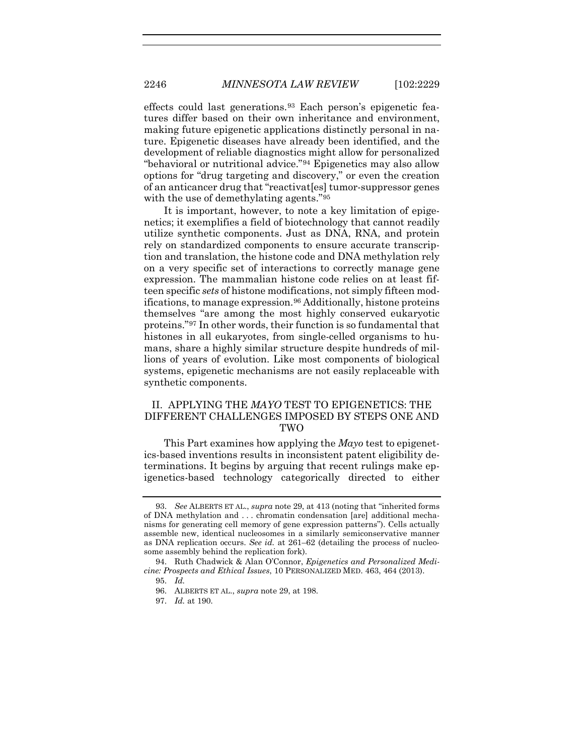effects could last generations.[93] Each person's epigenetic features differ based on their own inheritance and environment, making future epigenetic applications distinctly personal in nature. Epigenetic diseases have already been identified, and the development of reliable diagnostics might allow for personalized "behavioral or nutritional advice."[94] Epigenetics may also allow options for "drug targeting and discovery," or even the creation of an anticancer drug that "reactivat[es] tumor-suppressor genes with the use of demethylating agents."[95]

It is important, however, to note a key limitation of epigenetics; it exemplifies a field of biotechnology that cannot readily utilize synthetic components. Just as DNA, RNA, and protein rely on standardized components to ensure accurate transcription and translation, the histone code and DNA methylation rely on a very specific set of interactions to correctly manage gene expression. The mammalian histone code relies on at least fifteen specific *sets* of histone modifications, not simply fifteen modifications, to manage expression.[96] Additionally, histone proteins themselves "are among the most highly conserved eukaryotic proteins."[97] In other words, their function is so fundamental that histones in all eukaryotes, from single-celled organisms to humans, share a highly similar structure despite hundreds of millions of years of evolution. Like most components of biological systems, epigenetic mechanisms are not easily replaceable with synthetic components.

## II. APPLYING THE *MAYO* TEST TO EPIGENETICS: THE DIFFERENT CHALLENGES IMPOSED BY STEPS ONE AND TWO

This Part examines how applying the *Mayo* test to epigenetics-based inventions results in inconsistent patent eligibility determinations. It begins by arguing that recent rulings make epigenetics-based technology categorically directed to either

---

93. *See* ALBERTS ET AL., *supra* note 29, at 413 (noting that "inherited forms of DNA methylation and . . . chromatin condensation [are] additional mechanisms for generating cell memory of gene expression patterns"). Cells actually assemble new, identical nucleosomes in a similarly semiconservative manner as DNA replication occurs. *See id.* at 261–62 (detailing the process of nucleosome assembly behind the replication fork).

94. Ruth Chadwick & Alan O'Connor, *Epigenetics and Personalized Medicine: Prospects and Ethical Issues*, 10 PERSONALIZED MED. 463, 464 (2013).

95. *Id.*

96. ALBERTS ET AL., *supra* note 29, at 198.

97. *Id.* at 190.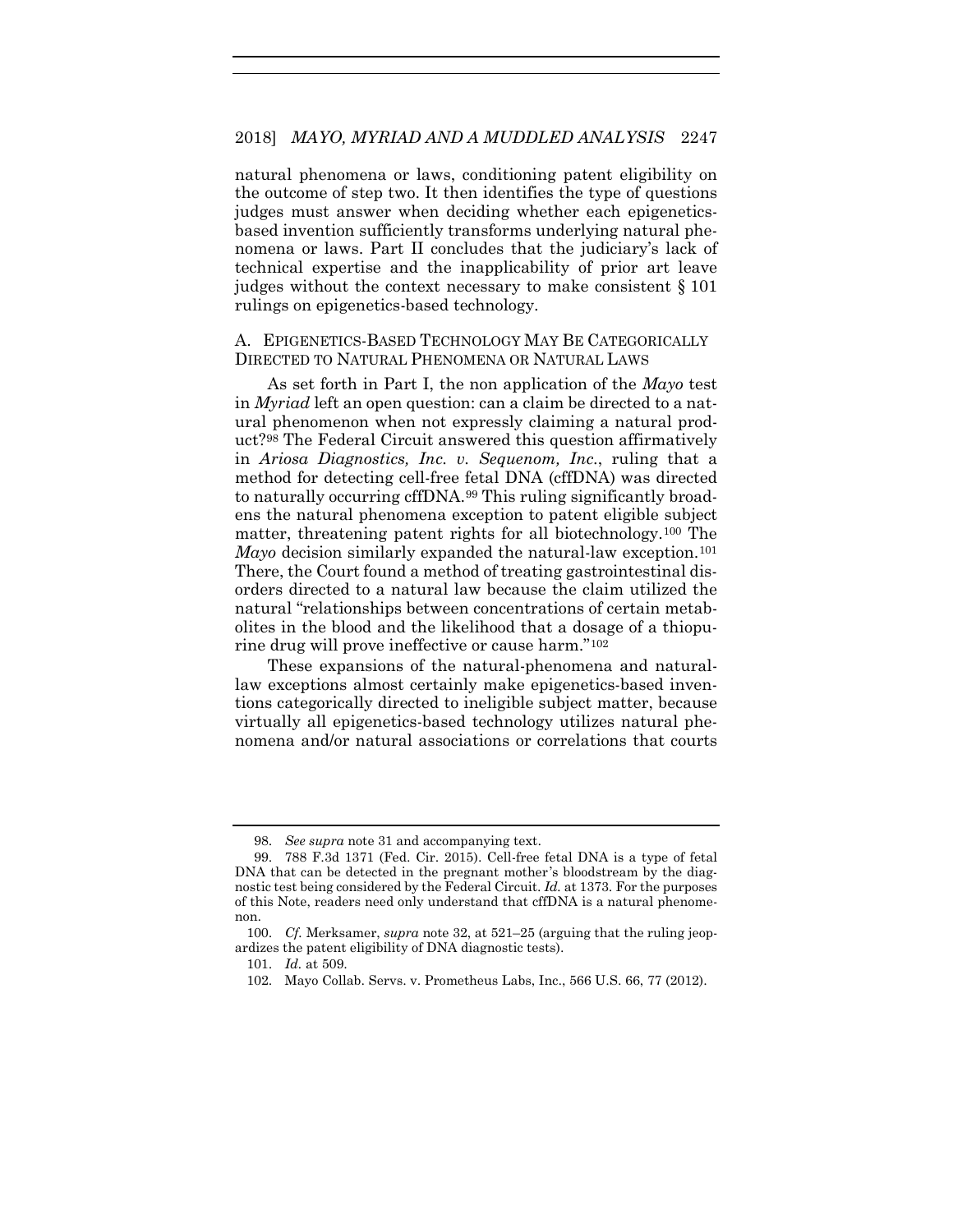natural phenomena or laws, conditioning patent eligibility on the outcome of step two. It then identifies the type of questions judges must answer when deciding whether each epigenetics-based invention sufficiently transforms underlying natural phenomena or laws. Part II concludes that the judiciary's lack of technical expertise and the inapplicability of prior art leave judges without the context necessary to make consistent § 101 rulings on epigenetics-based technology.

### A. EPIGENETICS-BASED TECHNOLOGY MAY BE CATEGORICALLY DIRECTED TO NATURAL PHENOMENA OR NATURAL LAWS

As set forth in Part I, the non application of the *Mayo* test in *Myriad* left an open question: can a claim be directed to a natural phenomenon when not expressly claiming a natural product?[98] The Federal Circuit answered this question affirmatively in *Ariosa Diagnostics, Inc. v. Sequenom, Inc.*, ruling that a method for detecting cell-free fetal DNA (cffDNA) was directed to naturally occurring cffDNA.[99] This ruling significantly broadens the natural phenomena exception to patent eligible subject matter, threatening patent rights for all biotechnology.[100] The *Mayo* decision similarly expanded the natural-law exception.[101] There, the Court found a method of treating gastrointestinal disorders directed to a natural law because the claim utilized the natural "relationships between concentrations of certain metabolites in the blood and the likelihood that a dosage of a thiopurine drug will prove ineffective or cause harm."[102]

These expansions of the natural-phenomena and natural-law exceptions almost certainly make epigenetics-based inventions categorically directed to ineligible subject matter, because virtually all epigenetics-based technology utilizes natural phenomena and/or natural associations or correlations that courts

---

98. *See supra* note 31 and accompanying text.

99. 788 F.3d 1371 (Fed. Cir. 2015). Cell-free fetal DNA is a type of fetal DNA that can be detected in the pregnant mother's bloodstream by the diagnostic test being considered by the Federal Circuit. *Id.* at 1373. For the purposes of this Note, readers need only understand that cffDNA is a natural phenomenon.

100. *Cf.* Merksamer, *supra* note 32, at 521–25 (arguing that the ruling jeopardizes the patent eligibility of DNA diagnostic tests).

101. *Id.* at 509.

102. Mayo Collab. Servs. v. Prometheus Labs, Inc., 566 U.S. 66, 77 (2012).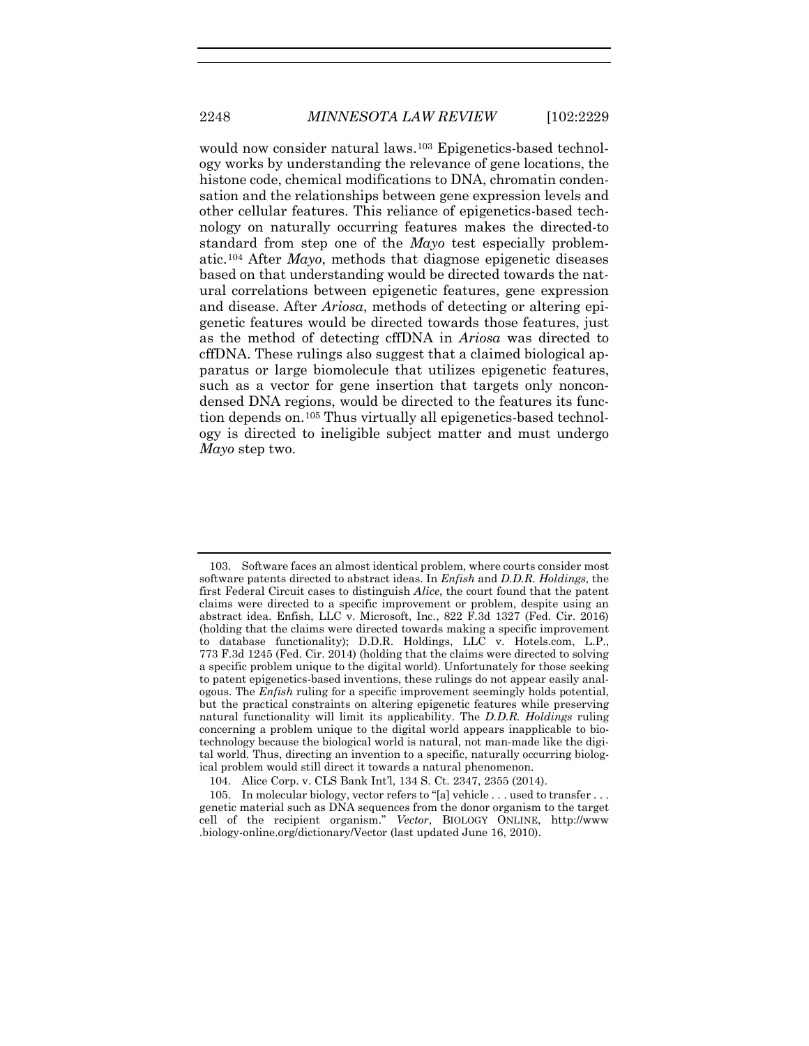would now consider natural laws.[103] Epigenetics-based technology works by understanding the relevance of gene locations, the histone code, chemical modifications to DNA, chromatin condensation and the relationships between gene expression levels and other cellular features. This reliance of epigenetics-based technology on naturally occurring features makes the directed-to standard from step one of the *Mayo* test especially problematic.[104] After *Mayo*, methods that diagnose epigenetic diseases based on that understanding would be directed towards the natural correlations between epigenetic features, gene expression and disease. After *Ariosa*, methods of detecting or altering epigenetic features would be directed towards those features, just as the method of detecting cffDNA in *Ariosa* was directed to cffDNA. These rulings also suggest that a claimed biological apparatus or large biomolecule that utilizes epigenetic features, such as a vector for gene insertion that targets only noncondensed DNA regions, would be directed to the features its function depends on.[105] Thus virtually all epigenetics-based technology is directed to ineligible subject matter and must undergo *Mayo* step two.

---

103. Software faces an almost identical problem, where courts consider most software patents directed to abstract ideas. In *Enfish* and *D.D.R. Holdings*, the first Federal Circuit cases to distinguish *Alice*, the court found that the patent claims were directed to a specific improvement or problem, despite using an abstract idea. Enfish, LLC v. Microsoft, Inc., 822 F.3d 1327 (Fed. Cir. 2016) (holding that the claims were directed towards making a specific improvement to database functionality); D.D.R. Holdings, LLC v. Hotels.com, L.P., 773 F.3d 1245 (Fed. Cir. 2014) (holding that the claims were directed to solving a specific problem unique to the digital world). Unfortunately for those seeking to patent epigenetics-based inventions, these rulings do not appear easily analogous. The *Enfish* ruling for a specific improvement seemingly holds potential, but the practical constraints on altering epigenetic features while preserving natural functionality will limit its applicability. The *D.D.R. Holdings* ruling concerning a problem unique to the digital world appears inapplicable to biotechnology because the biological world is natural, not man-made like the digital world. Thus, directing an invention to a specific, naturally occurring biological problem would still direct it towards a natural phenomenon.

104. Alice Corp. v. CLS Bank Int'l, 134 S. Ct. 2347, 2355 (2014).

105. In molecular biology, vector refers to "[a] vehicle . . . used to transfer . . . genetic material such as DNA sequences from the donor organism to the target cell of the recipient organism." *Vector*, BIOLOGY ONLINE, http://www.biology-online.org/dictionary/Vector (last updated June 16, 2010).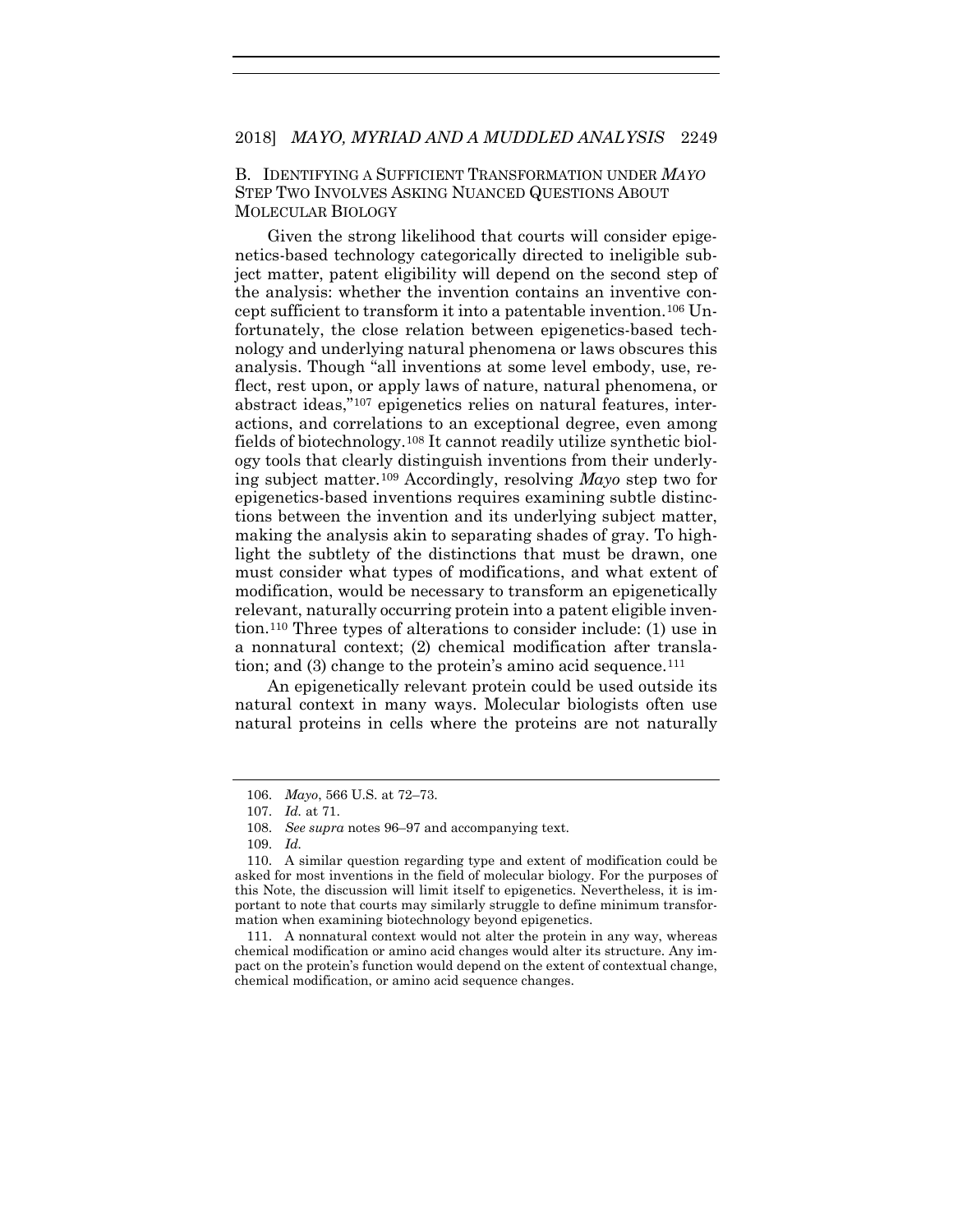### B. Identifying a Sufficient Transformation under *Mayo* Step Two Involves Asking Nuanced Questions About Molecular Biology

Given the strong likelihood that courts will consider epigenetics-based technology categorically directed to ineligible subject matter, patent eligibility will depend on the second step of the analysis: whether the invention contains an inventive concept sufficient to transform it into a patentable invention.[106] Unfortunately, the close relation between epigenetics-based technology and underlying natural phenomena or laws obscures this analysis. Though "all inventions at some level embody, use, reflect, rest upon, or apply laws of nature, natural phenomena, or abstract ideas,"[107] epigenetics relies on natural features, interactions, and correlations to an exceptional degree, even among fields of biotechnology.[108] It cannot readily utilize synthetic biology tools that clearly distinguish inventions from their underlying subject matter.[109] Accordingly, resolving *Mayo* step two for epigenetics-based inventions requires examining subtle distinctions between the invention and its underlying subject matter, making the analysis akin to separating shades of gray. To highlight the subtlety of the distinctions that must be drawn, one must consider what types of modifications, and what extent of modification, would be necessary to transform an epigenetically relevant, naturally occurring protein into a patent eligible invention.[110] Three types of alterations to consider include: (1) use in a nonnatural context; (2) chemical modification after translation; and (3) change to the protein's amino acid sequence.[111]

An epigenetically relevant protein could be used outside its natural context in many ways. Molecular biologists often use natural proteins in cells where the proteins are not naturally

---

106. *Mayo*, 566 U.S. at 72–73.

107. *Id.* at 71.

108. *See supra* notes 96–97 and accompanying text.

109. *Id.*

110. A similar question regarding type and extent of modification could be asked for most inventions in the field of molecular biology. For the purposes of this Note, the discussion will limit itself to epigenetics. Nevertheless, it is important to note that courts may similarly struggle to define minimum transformation when examining biotechnology beyond epigenetics.

111. A nonnatural context would not alter the protein in any way, whereas chemical modification or amino acid changes would alter its structure. Any impact on the protein's function would depend on the extent of contextual change, chemical modification, or amino acid sequence changes.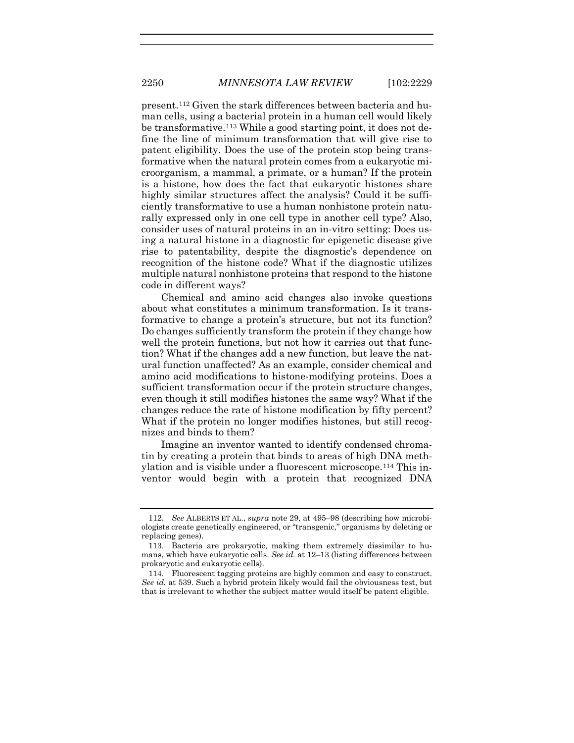present.[112] Given the stark differences between bacteria and human cells, using a bacterial protein in a human cell would likely be transformative.[113] While a good starting point, it does not define the line of minimum transformation that will give rise to patent eligibility. Does the use of the protein stop being transformative when the natural protein comes from a eukaryotic microorganism, a mammal, a primate, or a human? If the protein is a histone, how does the fact that eukaryotic histones share highly similar structures affect the analysis? Could it be sufficiently transformative to use a human nonhistone protein naturally expressed only in one cell type in another cell type? Also, consider uses of natural proteins in an in-vitro setting: Does using a natural histone in a diagnostic for epigenetic disease give rise to patentability, despite the diagnostic's dependence on recognition of the histone code? What if the diagnostic utilizes multiple natural nonhistone proteins that respond to the histone code in different ways?

Chemical and amino acid changes also invoke questions about what constitutes a minimum transformation. Is it transformative to change a protein's structure, but not its function? Do changes sufficiently transform the protein if they change how well the protein functions, but not how it carries out that function? What if the changes add a new function, but leave the natural function unaffected? As an example, consider chemical and amino acid modifications to histone-modifying proteins. Does a sufficient transformation occur if the protein structure changes, even though it still modifies histones the same way? What if the changes reduce the rate of histone modification by fifty percent? What if the protein no longer modifies histones, but still recognizes and binds to them?

Imagine an inventor wanted to identify condensed chromatin by creating a protein that binds to areas of high DNA methylation and is visible under a fluorescent microscope.[114] This inventor would begin with a protein that recognized DNA

---

112. *See* ALBERTS ET AL., *supra* note 29, at 495–98 (describing how microbiologists create genetically engineered, or "transgenic," organisms by deleting or replacing genes).

113. Bacteria are prokaryotic, making them extremely dissimilar to humans, which have eukaryotic cells. *See id.* at 12–13 (listing differences between prokaryotic and eukaryotic cells).

114. Fluorescent tagging proteins are highly common and easy to construct. *See id.* at 539. Such a hybrid protein likely would fail the obviousness test, but that is irrelevant to whether the subject matter would itself be patent eligible.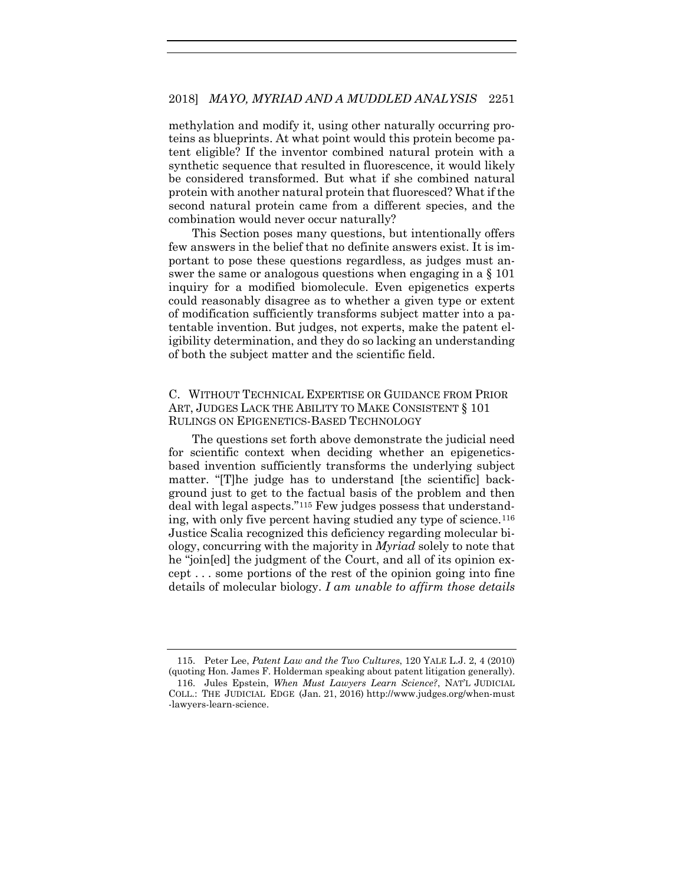methylation and modify it, using other naturally occurring proteins as blueprints. At what point would this protein become patent eligible? If the inventor combined natural protein with a synthetic sequence that resulted in fluorescence, it would likely be considered transformed. But what if she combined natural protein with another natural protein that fluoresced? What if the second natural protein came from a different species, and the combination would never occur naturally?

This Section poses many questions, but intentionally offers few answers in the belief that no definite answers exist. It is important to pose these questions regardless, as judges must answer the same or analogous questions when engaging in a § 101 inquiry for a modified biomolecule. Even epigenetics experts could reasonably disagree as to whether a given type or extent of modification sufficiently transforms subject matter into a patentable invention. But judges, not experts, make the patent eligibility determination, and they do so lacking an understanding of both the subject matter and the scientific field.

### C. WITHOUT TECHNICAL EXPERTISE OR GUIDANCE FROM PRIOR ART, JUDGES LACK THE ABILITY TO MAKE CONSISTENT § 101 RULINGS ON EPIGENETICS-BASED TECHNOLOGY

The questions set forth above demonstrate the judicial need for scientific context when deciding whether an epigenetics-based invention sufficiently transforms the underlying subject matter. "[T]he judge has to understand [the scientific] background just to get to the factual basis of the problem and then deal with legal aspects."[115] Few judges possess that understanding, with only five percent having studied any type of science.[116] Justice Scalia recognized this deficiency regarding molecular biology, concurring with the majority in *Myriad* solely to note that he "join[ed] the judgment of the Court, and all of its opinion except . . . some portions of the rest of the opinion going into fine details of molecular biology. *I am unable to affirm those details*

---

115. Peter Lee, *Patent Law and the Two Cultures*, 120 YALE L.J. 2, 4 (2010) (quoting Hon. James F. Holderman speaking about patent litigation generally).

116. Jules Epstein, *When Must Lawyers Learn Science?*, NAT'L JUDICIAL COLL.: THE JUDICIAL EDGE (Jan. 21, 2016) http://www.judges.org/when-must-lawyers-learn-science.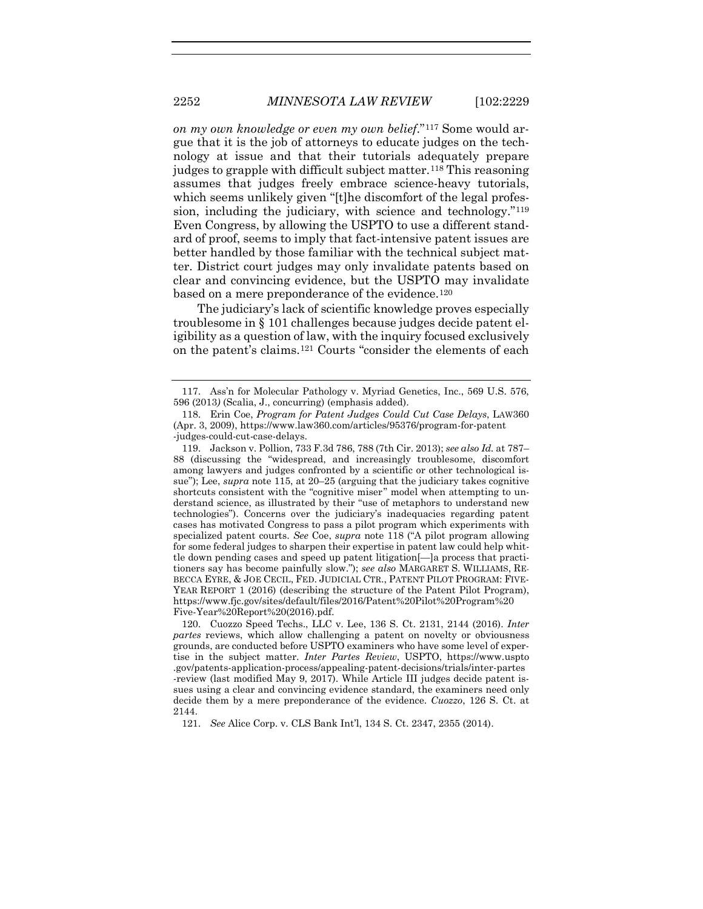*on my own knowledge or even my own belief*."[117] Some would argue that it is the job of attorneys to educate judges on the technology at issue and that their tutorials adequately prepare judges to grapple with difficult subject matter.[118] This reasoning assumes that judges freely embrace science-heavy tutorials, which seems unlikely given "[t]he discomfort of the legal profession, including the judiciary, with science and technology."[119] Even Congress, by allowing the USPTO to use a different standard of proof, seems to imply that fact-intensive patent issues are better handled by those familiar with the technical subject matter. District court judges may only invalidate patents based on clear and convincing evidence, but the USPTO may invalidate based on a mere preponderance of the evidence.[120]

The judiciary's lack of scientific knowledge proves especially troublesome in § 101 challenges because judges decide patent eligibility as a question of law, with the inquiry focused exclusively on the patent's claims.[121] Courts "consider the elements of each

---

117. Ass'n for Molecular Pathology v. Myriad Genetics, Inc., 569 U.S. 576, 596 (2013) (Scalia, J., concurring) (emphasis added).

118. Erin Coe, *Program for Patent Judges Could Cut Case Delays*, LAW360 (Apr. 3, 2009), https://www.law360.com/articles/95376/program-for-patent-judges-could-cut-case-delays.

119. Jackson v. Pollion, 733 F.3d 786, 788 (7th Cir. 2013); *see also Id.* at 787–88 (discussing the "widespread, and increasingly troublesome, discomfort among lawyers and judges confronted by a scientific or other technological issue"); Lee, *supra* note 115, at 20–25 (arguing that the judiciary takes cognitive shortcuts consistent with the "cognitive miser" model when attempting to understand science, as illustrated by their "use of metaphors to understand new technologies"). Concerns over the judiciary's inadequacies regarding patent cases has motivated Congress to pass a pilot program which experiments with specialized patent courts. *See* Coe, *supra* note 118 ("A pilot program allowing for some federal judges to sharpen their expertise in patent law could help whittle down pending cases and speed up patent litigation[—]a process that practitioners say has become painfully slow."); *see also* MARGARET S. WILLIAMS, REBECCA EYRE, & JOE CECIL, FED. JUDICIAL CTR., PATENT PILOT PROGRAM: FIVE-YEAR REPORT 1 (2016) (describing the structure of the Patent Pilot Program), https://www.fjc.gov/sites/default/files/2016/Patent%20Pilot%20Program%20Five-Year%20Report%20(2016).pdf.

120. Cuozzo Speed Techs., LLC v. Lee, 136 S. Ct. 2131, 2144 (2016). *Inter partes* reviews, which allow challenging a patent on novelty or obviousness grounds, are conducted before USPTO examiners who have some level of expertise in the subject matter. *Inter Partes Review*, USPTO, https://www.uspto.gov/patents-application-process/appealing-patent-decisions/trials/inter-partes-review (last modified May 9, 2017). While Article III judges decide patent issues using a clear and convincing evidence standard, the examiners need only decide them by a mere preponderance of the evidence. *Cuozzo*, 126 S. Ct. at 2144.

121. *See* Alice Corp. v. CLS Bank Int'l, 134 S. Ct. 2347, 2355 (2014).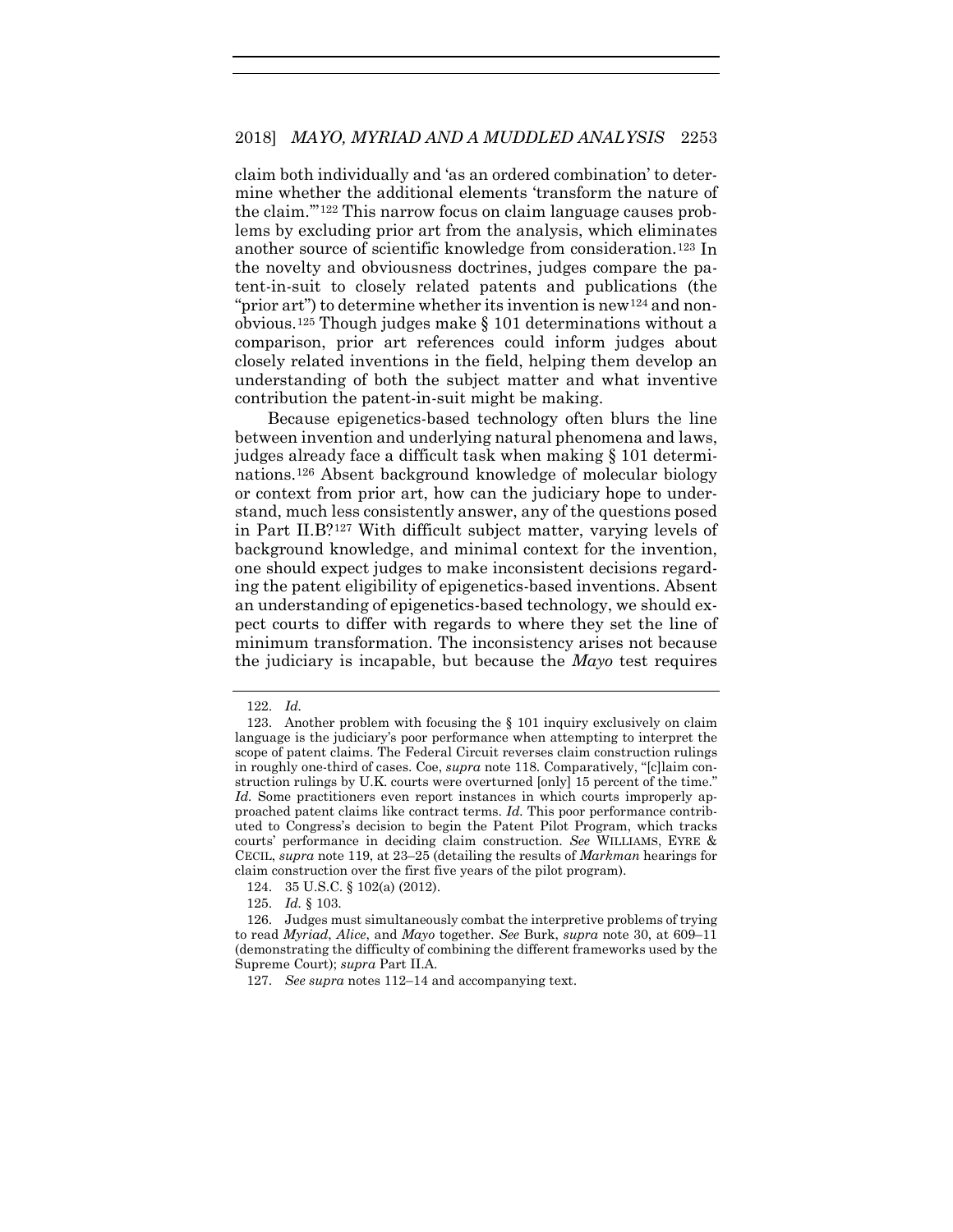claim both individually and 'as an ordered combination' to determine whether the additional elements 'transform the nature of the claim.'"[122] This narrow focus on claim language causes problems by excluding prior art from the analysis, which eliminates another source of scientific knowledge from consideration.[123] In the novelty and obviousness doctrines, judges compare the patent-in-suit to closely related patents and publications (the "prior art") to determine whether its invention is new[124] and nonobvious.[125] Though judges make § 101 determinations without a comparison, prior art references could inform judges about closely related inventions in the field, helping them develop an understanding of both the subject matter and what inventive contribution the patent-in-suit might be making.

Because epigenetics-based technology often blurs the line between invention and underlying natural phenomena and laws, judges already face a difficult task when making § 101 determinations.[126] Absent background knowledge of molecular biology or context from prior art, how can the judiciary hope to understand, much less consistently answer, any of the questions posed in Part II.B?[127] With difficult subject matter, varying levels of background knowledge, and minimal context for the invention, one should expect judges to make inconsistent decisions regarding the patent eligibility of epigenetics-based inventions. Absent an understanding of epigenetics-based technology, we should expect courts to differ with regards to where they set the line of minimum transformation. The inconsistency arises not because the judiciary is incapable, but because the *Mayo* test requires

122. *Id.*

123. Another problem with focusing the § 101 inquiry exclusively on claim language is the judiciary's poor performance when attempting to interpret the scope of patent claims. The Federal Circuit reverses claim construction rulings in roughly one-third of cases. Coe, *supra* note 118. Comparatively, "[c]laim construction rulings by U.K. courts were overturned [only] 15 percent of the time." *Id.* Some practitioners even report instances in which courts improperly approached patent claims like contract terms. *Id.* This poor performance contributed to Congress's decision to begin the Patent Pilot Program, which tracks courts' performance in deciding claim construction. *See* WILLIAMS, EYRE & CECIL, *supra* note 119, at 23–25 (detailing the results of *Markman* hearings for claim construction over the first five years of the pilot program).

124. 35 U.S.C. § 102(a) (2012).

125. *Id.* § 103.

126. Judges must simultaneously combat the interpretive problems of trying to read *Myriad*, *Alice*, and *Mayo* together. *See* Burk, *supra* note 30, at 609–11 (demonstrating the difficulty of combining the different frameworks used by the Supreme Court); *supra* Part II.A.

127. *See supra* notes 112–14 and accompanying text.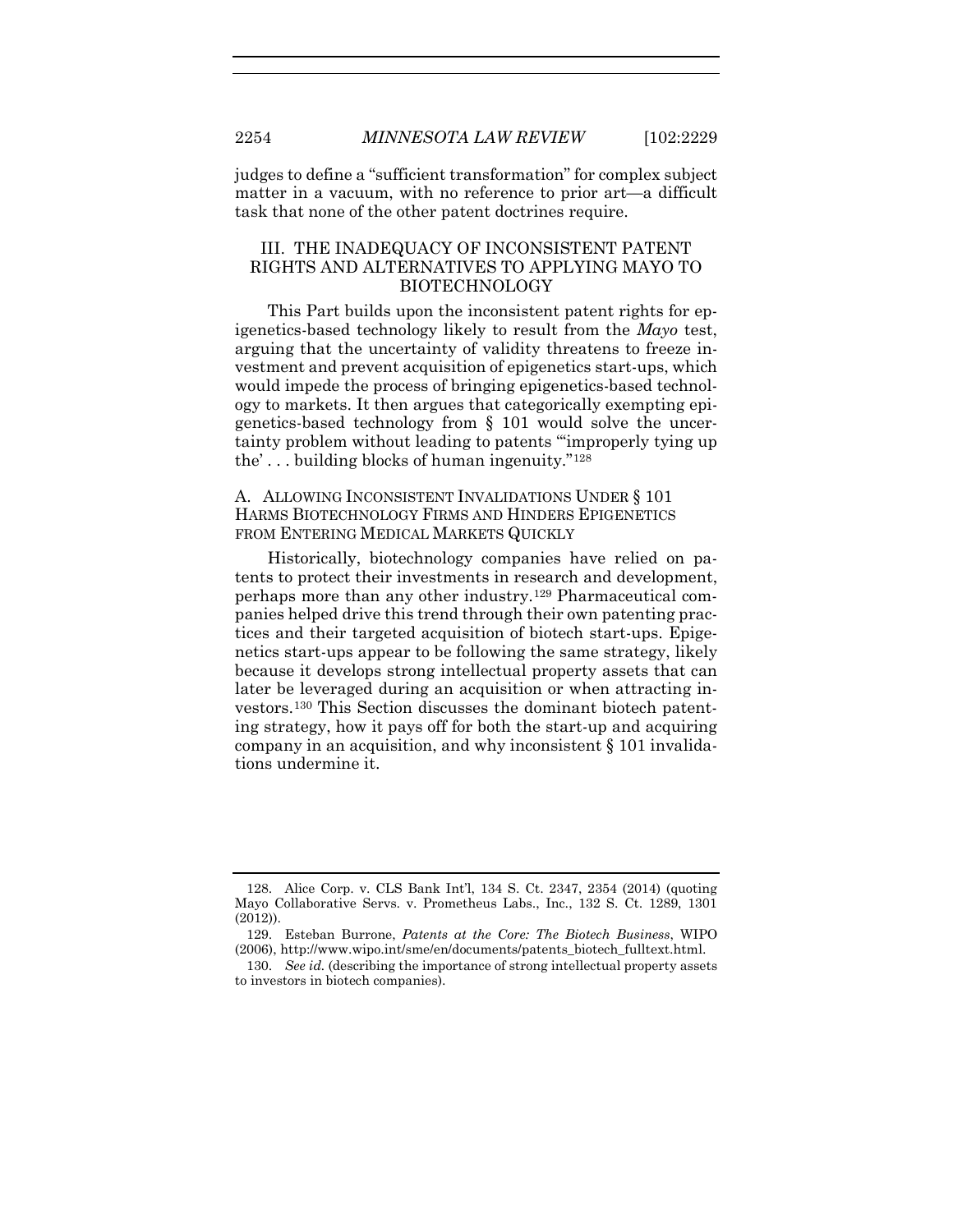judges to define a "sufficient transformation" for complex subject matter in a vacuum, with no reference to prior art—a difficult task that none of the other patent doctrines require.

## III. THE INADEQUACY OF INCONSISTENT PATENT RIGHTS AND ALTERNATIVES TO APPLYING MAYO TO BIOTECHNOLOGY

This Part builds upon the inconsistent patent rights for epigenetics-based technology likely to result from the *Mayo* test, arguing that the uncertainty of validity threatens to freeze investment and prevent acquisition of epigenetics start-ups, which would impede the process of bringing epigenetics-based technology to markets. It then argues that categorically exempting epigenetics-based technology from § 101 would solve the uncertainty problem without leading to patents "'improperly tying up the' . . . building blocks of human ingenuity."[128]

### A. ALLOWING INCONSISTENT INVALIDATIONS UNDER § 101 HARMS BIOTECHNOLOGY FIRMS AND HINDERS EPIGENETICS FROM ENTERING MEDICAL MARKETS QUICKLY

Historically, biotechnology companies have relied on patents to protect their investments in research and development, perhaps more than any other industry.[129] Pharmaceutical companies helped drive this trend through their own patenting practices and their targeted acquisition of biotech start-ups. Epigenetics start-ups appear to be following the same strategy, likely because it develops strong intellectual property assets that can later be leveraged during an acquisition or when attracting investors.[130] This Section discusses the dominant biotech patenting strategy, how it pays off for both the start-up and acquiring company in an acquisition, and why inconsistent § 101 invalidations undermine it.

---

128. Alice Corp. v. CLS Bank Int'l, 134 S. Ct. 2347, 2354 (2014) (quoting Mayo Collaborative Servs. v. Prometheus Labs., Inc., 132 S. Ct. 1289, 1301 (2012)).

129. Esteban Burrone, *Patents at the Core: The Biotech Business*, WIPO (2006), http://www.wipo.int/sme/en/documents/patents_biotech_fulltext.html.

130. *See id.* (describing the importance of strong intellectual property assets to investors in biotech companies).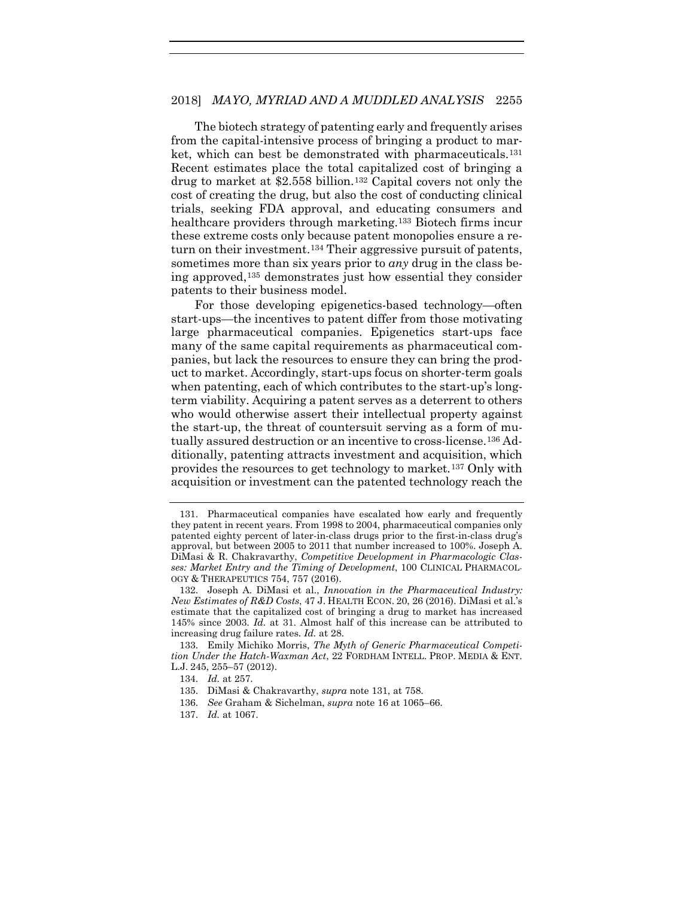The biotech strategy of patenting early and frequently arises from the capital-intensive process of bringing a product to market, which can best be demonstrated with pharmaceuticals.[131] Recent estimates place the total capitalized cost of bringing a drug to market at $2.558 billion.[132] Capital covers not only the cost of creating the drug, but also the cost of conducting clinical trials, seeking FDA approval, and educating consumers and healthcare providers through marketing.[133] Biotech firms incur these extreme costs only because patent monopolies ensure a return on their investment.[134] Their aggressive pursuit of patents, sometimes more than six years prior to *any* drug in the class being approved,[135] demonstrates just how essential they consider patents to their business model.

For those developing epigenetics-based technology—often start-ups—the incentives to patent differ from those motivating large pharmaceutical companies. Epigenetics start-ups face many of the same capital requirements as pharmaceutical companies, but lack the resources to ensure they can bring the product to market. Accordingly, start-ups focus on shorter-term goals when patenting, each of which contributes to the start-up's long-term viability. Acquiring a patent serves as a deterrent to others who would otherwise assert their intellectual property against the start-up, the threat of countersuit serving as a form of mutually assured destruction or an incentive to cross-license.[136] Additionally, patenting attracts investment and acquisition, which provides the resources to get technology to market.[137] Only with acquisition or investment can the patented technology reach the

---

131. Pharmaceutical companies have escalated how early and frequently they patent in recent years. From 1998 to 2004, pharmaceutical companies only patented eighty percent of later-in-class drugs prior to the first-in-class drug's approval, but between 2005 to 2011 that number increased to 100%. Joseph A. DiMasi & R. Chakravarthy, *Competitive Development in Pharmacologic Classes: Market Entry and the Timing of Development*, 100 CLINICAL PHARMACOLOGY & THERAPEUTICS 754, 757 (2016).

132. Joseph A. DiMasi et al., *Innovation in the Pharmaceutical Industry: New Estimates of R&D Costs*, 47 J. HEALTH ECON. 20, 26 (2016). DiMasi et al.'s estimate that the capitalized cost of bringing a drug to market has increased 145% since 2003. *Id.* at 31. Almost half of this increase can be attributed to increasing drug failure rates. *Id.* at 28.

133. Emily Michiko Morris, *The Myth of Generic Pharmaceutical Competition Under the Hatch-Waxman Act*, 22 FORDHAM INTELL. PROP. MEDIA & ENT. L.J. 245, 255–57 (2012).

134. *Id.* at 257.

135. DiMasi & Chakravarthy, *supra* note 131, at 758.

136. *See* Graham & Sichelman, *supra* note 16 at 1065–66.

137. *Id.* at 1067.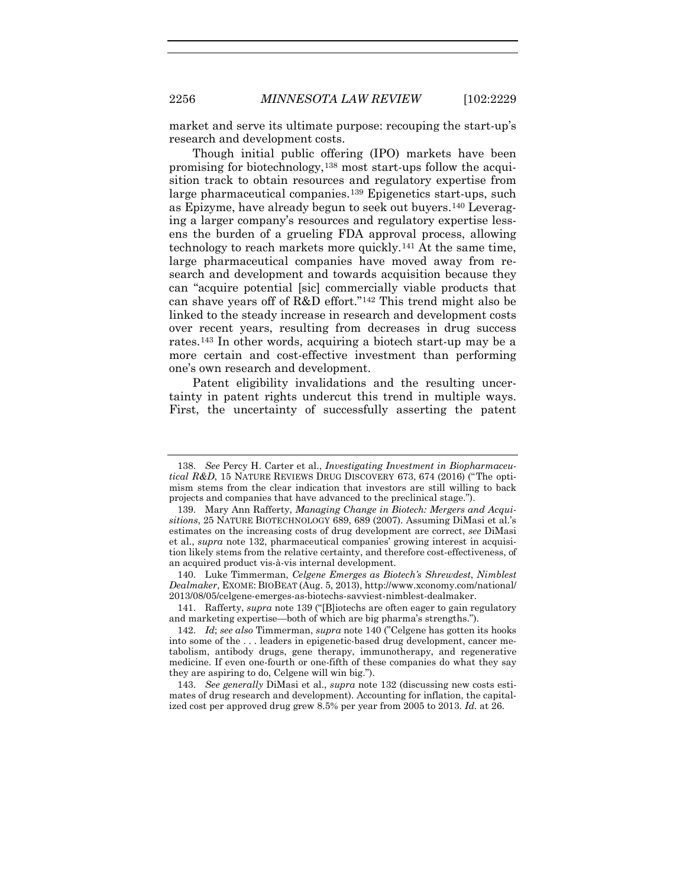market and serve its ultimate purpose: recouping the start-up's research and development costs.

Though initial public offering (IPO) markets have been promising for biotechnology,[138] most start-ups follow the acquisition track to obtain resources and regulatory expertise from large pharmaceutical companies.[139] Epigenetics start-ups, such as Epizyme, have already begun to seek out buyers.[140] Leveraging a larger company's resources and regulatory expertise lessens the burden of a grueling FDA approval process, allowing technology to reach markets more quickly.[141] At the same time, large pharmaceutical companies have moved away from research and development and towards acquisition because they can "acquire potential [sic] commercially viable products that can shave years off of R&D effort."[142] This trend might also be linked to the steady increase in research and development costs over recent years, resulting from decreases in drug success rates.[143] In other words, acquiring a biotech start-up may be a more certain and cost-effective investment than performing one's own research and development.

Patent eligibility invalidations and the resulting uncertainty in patent rights undercut this trend in multiple ways. First, the uncertainty of successfully asserting the patent

---

138. *See* Percy H. Carter et al., *Investigating Investment in Biopharmaceutical R&D*, 15 NATURE REVIEWS DRUG DISCOVERY 673, 674 (2016) ("The optimism stems from the clear indication that investors are still willing to back projects and companies that have advanced to the preclinical stage.").

139. Mary Ann Rafferty, *Managing Change in Biotech: Mergers and Acquisitions*, 25 NATURE BIOTECHNOLOGY 689, 689 (2007). Assuming DiMasi et al.'s estimates on the increasing costs of drug development are correct, *see* DiMasi et al., *supra* note 132, pharmaceutical companies' growing interest in acquisition likely stems from the relative certainty, and therefore cost-effectiveness, of an acquired product vis-à-vis internal development.

140. Luke Timmerman, *Celgene Emerges as Biotech's Shrewdest, Nimblest Dealmaker*, EXOME: BIOBEAT (Aug. 5, 2013), http://www.xconomy.com/national/2013/08/05/celgene-emerges-as-biotechs-savviest-nimblest-dealmaker.

141. Rafferty, *supra* note 139 ("[B]iotechs are often eager to gain regulatory and marketing expertise—both of which are big pharma's strengths.").

142. *Id*; *see also* Timmerman, *supra* note 140 ("Celgene has gotten its hooks into some of the . . . leaders in epigenetic-based drug development, cancer metabolism, antibody drugs, gene therapy, immunotherapy, and regenerative medicine. If even one-fourth or one-fifth of these companies do what they say they are aspiring to do, Celgene will win big.").

143. *See generally* DiMasi et al., *supra* note 132 (discussing new costs estimates of drug research and development). Accounting for inflation, the capitalized cost per approved drug grew 8.5% per year from 2005 to 2013. *Id.* at 26.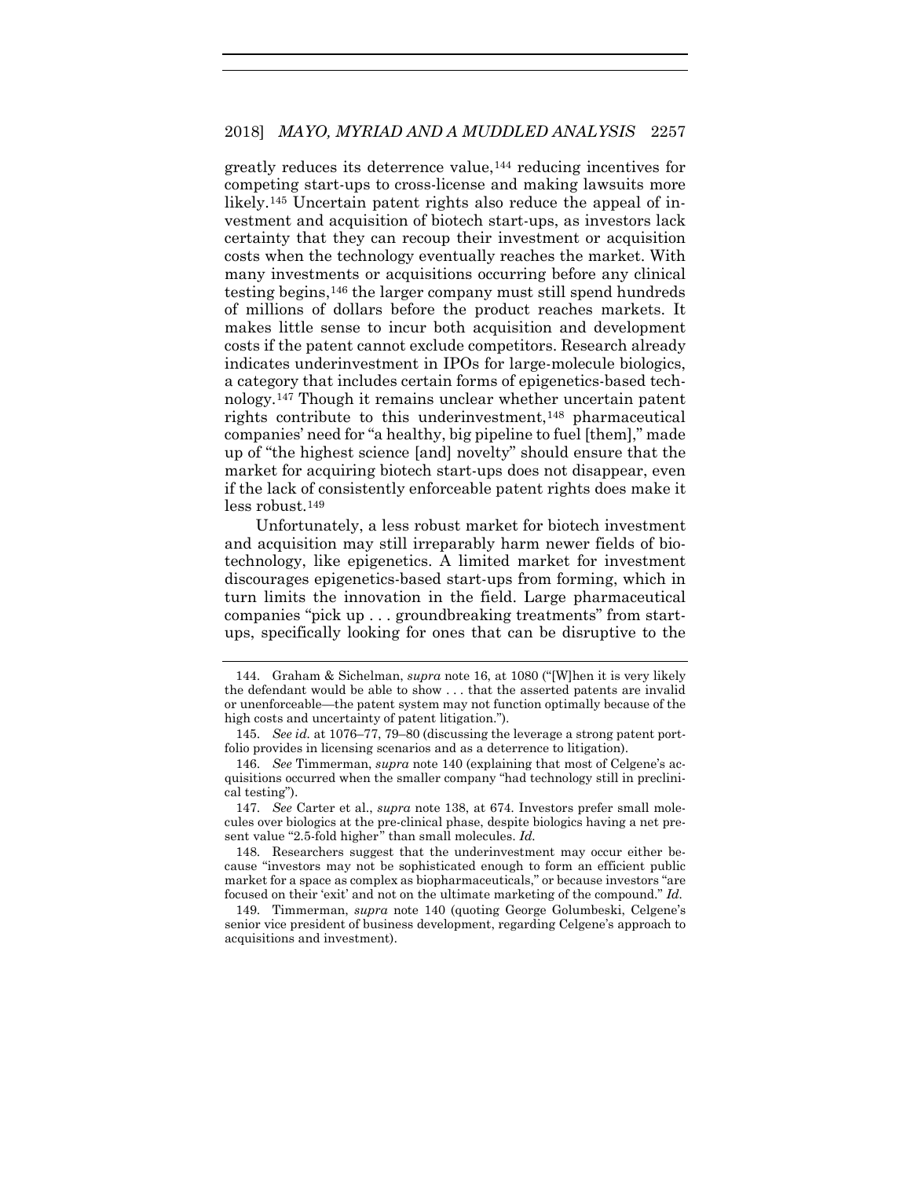greatly reduces its deterrence value,[144] reducing incentives for competing start-ups to cross-license and making lawsuits more likely.[145] Uncertain patent rights also reduce the appeal of investment and acquisition of biotech start-ups, as investors lack certainty that they can recoup their investment or acquisition costs when the technology eventually reaches the market. With many investments or acquisitions occurring before any clinical testing begins,[146] the larger company must still spend hundreds of millions of dollars before the product reaches markets. It makes little sense to incur both acquisition and development costs if the patent cannot exclude competitors. Research already indicates underinvestment in IPOs for large-molecule biologics, a category that includes certain forms of epigenetics-based technology.[147] Though it remains unclear whether uncertain patent rights contribute to this underinvestment,[148] pharmaceutical companies' need for "a healthy, big pipeline to fuel [them]," made up of "the highest science [and] novelty" should ensure that the market for acquiring biotech start-ups does not disappear, even if the lack of consistently enforceable patent rights does make it less robust.[149]

Unfortunately, a less robust market for biotech investment and acquisition may still irreparably harm newer fields of biotechnology, like epigenetics. A limited market for investment discourages epigenetics-based start-ups from forming, which in turn limits the innovation in the field. Large pharmaceutical companies "pick up . . . groundbreaking treatments" from start-ups, specifically looking for ones that can be disruptive to the

---

144. Graham & Sichelman, *supra* note 16, at 1080 ("[W]hen it is very likely the defendant would be able to show . . . that the asserted patents are invalid or unenforceable—the patent system may not function optimally because of the high costs and uncertainty of patent litigation.").

145. *See id.* at 1076–77, 79–80 (discussing the leverage a strong patent portfolio provides in licensing scenarios and as a deterrence to litigation).

146. *See* Timmerman, *supra* note 140 (explaining that most of Celgene's acquisitions occurred when the smaller company "had technology still in preclinical testing").

147. *See* Carter et al., *supra* note 138, at 674. Investors prefer small molecules over biologics at the pre-clinical phase, despite biologics having a net present value "2.5-fold higher" than small molecules. *Id.*

148. Researchers suggest that the underinvestment may occur either because "investors may not be sophisticated enough to form an efficient public market for a space as complex as biopharmaceuticals," or because investors "are focused on their 'exit' and not on the ultimate marketing of the compound." *Id.*

149. Timmerman, *supra* note 140 (quoting George Golumbeski, Celgene's senior vice president of business development, regarding Celgene's approach to acquisitions and investment).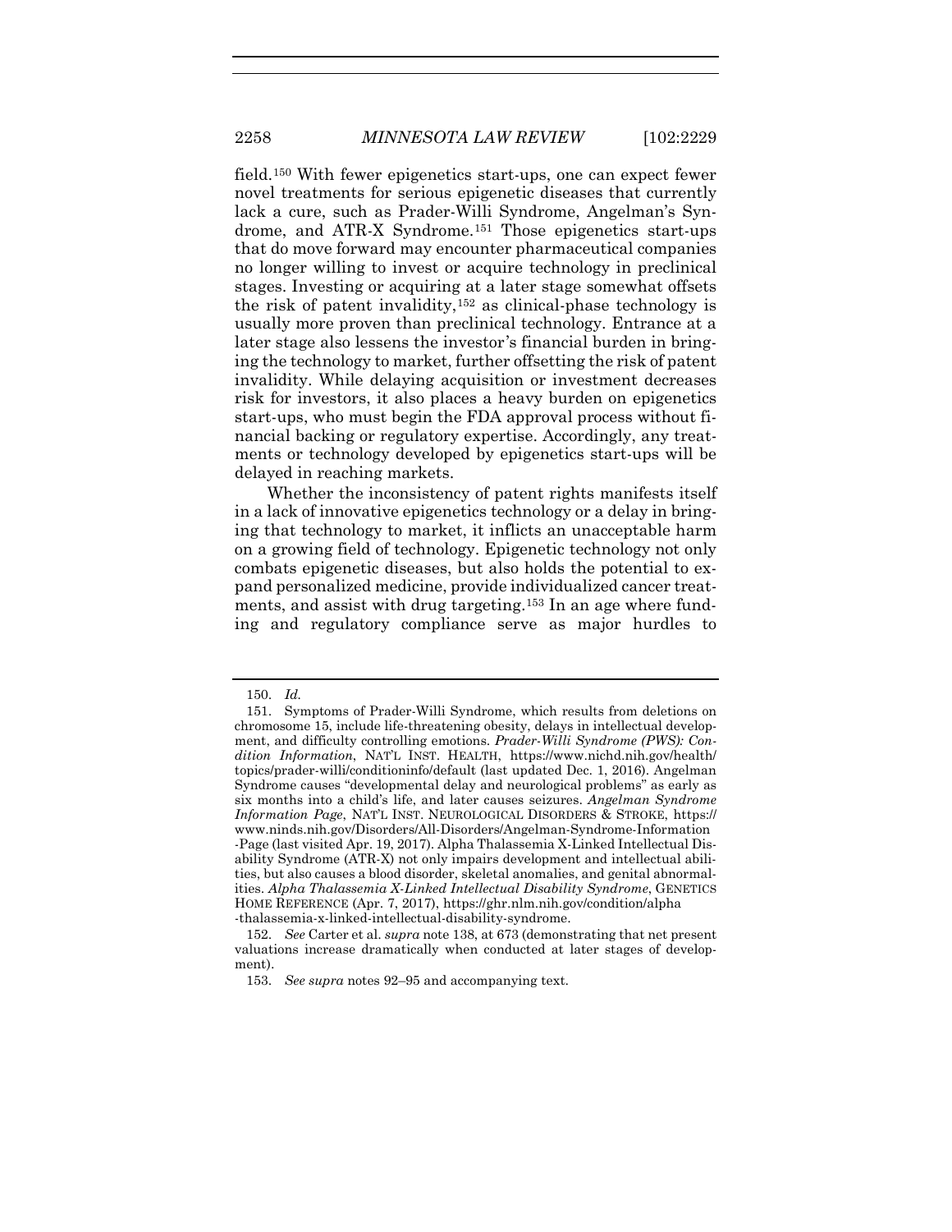field.[150] With fewer epigenetics start-ups, one can expect fewer novel treatments for serious epigenetic diseases that currently lack a cure, such as Prader-Willi Syndrome, Angelman's Syndrome, and ATR-X Syndrome.[151] Those epigenetics start-ups that do move forward may encounter pharmaceutical companies no longer willing to invest or acquire technology in preclinical stages. Investing or acquiring at a later stage somewhat offsets the risk of patent invalidity,[152] as clinical-phase technology is usually more proven than preclinical technology. Entrance at a later stage also lessens the investor's financial burden in bringing the technology to market, further offsetting the risk of patent invalidity. While delaying acquisition or investment decreases risk for investors, it also places a heavy burden on epigenetics start-ups, who must begin the FDA approval process without financial backing or regulatory expertise. Accordingly, any treatments or technology developed by epigenetics start-ups will be delayed in reaching markets.

Whether the inconsistency of patent rights manifests itself in a lack of innovative epigenetics technology or a delay in bringing that technology to market, it inflicts an unacceptable harm on a growing field of technology. Epigenetic technology not only combats epigenetic diseases, but also holds the potential to expand personalized medicine, provide individualized cancer treatments, and assist with drug targeting.[153] In an age where funding and regulatory compliance serve as major hurdles to

---

150. *Id.*

151. Symptoms of Prader-Willi Syndrome, which results from deletions on chromosome 15, include life-threatening obesity, delays in intellectual development, and difficulty controlling emotions. *Prader-Willi Syndrome (PWS): Condition Information*, NAT'L INST. HEALTH, https://www.nichd.nih.gov/health/topics/prader-willi/conditioninfo/default (last updated Dec. 1, 2016). Angelman Syndrome causes "developmental delay and neurological problems" as early as six months into a child's life, and later causes seizures. *Angelman Syndrome Information Page*, NAT'L INST. NEUROLOGICAL DISORDERS & STROKE, https://www.ninds.nih.gov/Disorders/All-Disorders/Angelman-Syndrome-Information-Page (last visited Apr. 19, 2017). Alpha Thalassemia X-Linked Intellectual Disability Syndrome (ATR-X) not only impairs development and intellectual abilities, but also causes a blood disorder, skeletal anomalies, and genital abnormalities. *Alpha Thalassemia X-Linked Intellectual Disability Syndrome*, GENETICS HOME REFERENCE (Apr. 7, 2017), https://ghr.nlm.nih.gov/condition/alpha-thalassemia-x-linked-intellectual-disability-syndrome.

152. *See* Carter et al. *supra* note 138, at 673 (demonstrating that net present valuations increase dramatically when conducted at later stages of development).

153. *See supra* notes 92–95 and accompanying text.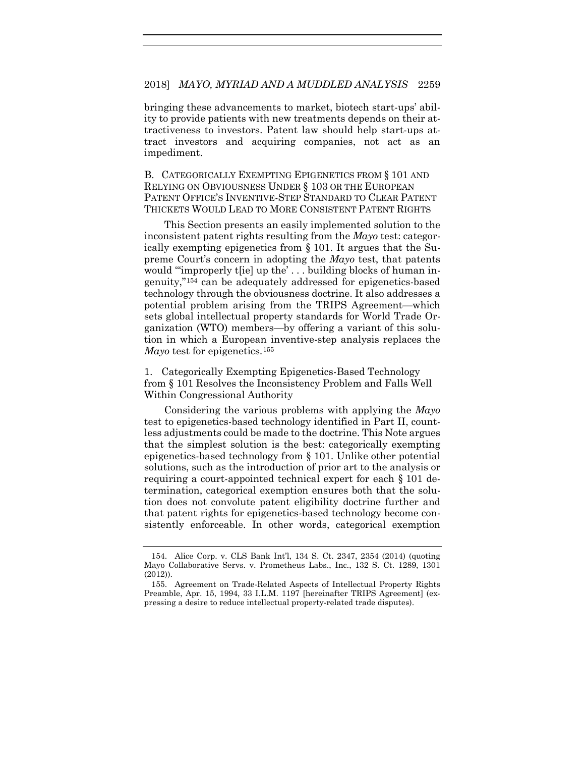bringing these advancements to market, biotech start-ups' ability to provide patients with new treatments depends on their attractiveness to investors. Patent law should help start-ups attract investors and acquiring companies, not act as an impediment.

### B. Categorically Exempting Epigenetics from § 101 and Relying on Obviousness Under § 103 or the European Patent Office's Inventive-Step Standard to Clear Patent Thickets Would Lead to More Consistent Patent Rights

This Section presents an easily implemented solution to the inconsistent patent rights resulting from the *Mayo* test: categorically exempting epigenetics from § 101. It argues that the Supreme Court's concern in adopting the *Mayo* test, that patents would "'improperly t[ie] up the' . . . building blocks of human ingenuity,"[154] can be adequately addressed for epigenetics-based technology through the obviousness doctrine. It also addresses a potential problem arising from the TRIPS Agreement—which sets global intellectual property standards for World Trade Organization (WTO) members—by offering a variant of this solution in which a European inventive-step analysis replaces the *Mayo* test for epigenetics.[155]

#### 1. Categorically Exempting Epigenetics-Based Technology from § 101 Resolves the Inconsistency Problem and Falls Well Within Congressional Authority

Considering the various problems with applying the *Mayo* test to epigenetics-based technology identified in Part II, countless adjustments could be made to the doctrine. This Note argues that the simplest solution is the best: categorically exempting epigenetics-based technology from § 101. Unlike other potential solutions, such as the introduction of prior art to the analysis or requiring a court-appointed technical expert for each § 101 determination, categorical exemption ensures both that the solution does not convolute patent eligibility doctrine further and that patent rights for epigenetics-based technology become consistently enforceable. In other words, categorical exemption

---

154. Alice Corp. v. CLS Bank Int'l, 134 S. Ct. 2347, 2354 (2014) (quoting Mayo Collaborative Servs. v. Prometheus Labs., Inc., 132 S. Ct. 1289, 1301 (2012)).

155. Agreement on Trade-Related Aspects of Intellectual Property Rights Preamble, Apr. 15, 1994, 33 I.L.M. 1197 [hereinafter TRIPS Agreement] (expressing a desire to reduce intellectual property-related trade disputes).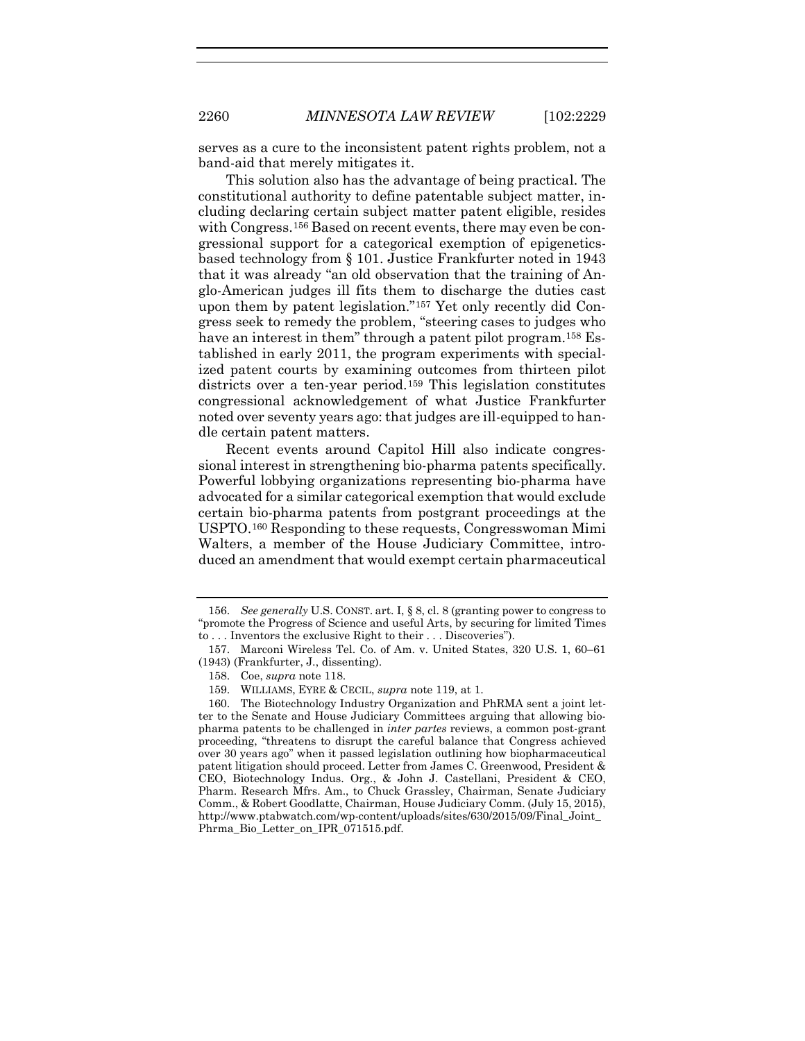serves as a cure to the inconsistent patent rights problem, not a band-aid that merely mitigates it.

This solution also has the advantage of being practical. The constitutional authority to define patentable subject matter, including declaring certain subject matter patent eligible, resides with Congress.[156] Based on recent events, there may even be congressional support for a categorical exemption of epigenetics-based technology from § 101. Justice Frankfurter noted in 1943 that it was already "an old observation that the training of Anglo-American judges ill fits them to discharge the duties cast upon them by patent legislation."[157] Yet only recently did Congress seek to remedy the problem, "steering cases to judges who have an interest in them" through a patent pilot program.[158] Established in early 2011, the program experiments with specialized patent courts by examining outcomes from thirteen pilot districts over a ten-year period.[159] This legislation constitutes congressional acknowledgement of what Justice Frankfurter noted over seventy years ago: that judges are ill-equipped to handle certain patent matters.

Recent events around Capitol Hill also indicate congressional interest in strengthening bio-pharma patents specifically. Powerful lobbying organizations representing bio-pharma have advocated for a similar categorical exemption that would exclude certain bio-pharma patents from postgrant proceedings at the USPTO.[160] Responding to these requests, Congresswoman Mimi Walters, a member of the House Judiciary Committee, introduced an amendment that would exempt certain pharmaceutical

---

156. *See generally* U.S. CONST. art. I, § 8, cl. 8 (granting power to congress to "promote the Progress of Science and useful Arts, by securing for limited Times to . . . Inventors the exclusive Right to their . . . Discoveries").

157. Marconi Wireless Tel. Co. of Am. v. United States, 320 U.S. 1, 60–61 (1943) (Frankfurter, J., dissenting).

158. Coe, *supra* note 118.

159. WILLIAMS, EYRE & CECIL, *supra* note 119, at 1.

160. The Biotechnology Industry Organization and PhRMA sent a joint letter to the Senate and House Judiciary Committees arguing that allowing bio-pharma patents to be challenged in *inter partes* reviews, a common post-grant proceeding, "threatens to disrupt the careful balance that Congress achieved over 30 years ago" when it passed legislation outlining how biopharmaceutical patent litigation should proceed. Letter from James C. Greenwood, President & CEO, Biotechnology Indus. Org., & John J. Castellani, President & CEO, Pharm. Research Mfrs. Am., to Chuck Grassley, Chairman, Senate Judiciary Comm., & Robert Goodlatte, Chairman, House Judiciary Comm. (July 15, 2015), http://www.ptabwatch.com/wp-content/uploads/sites/630/2015/09/Final_Joint_Phrma_Bio_Letter_on_IPR_071515.pdf.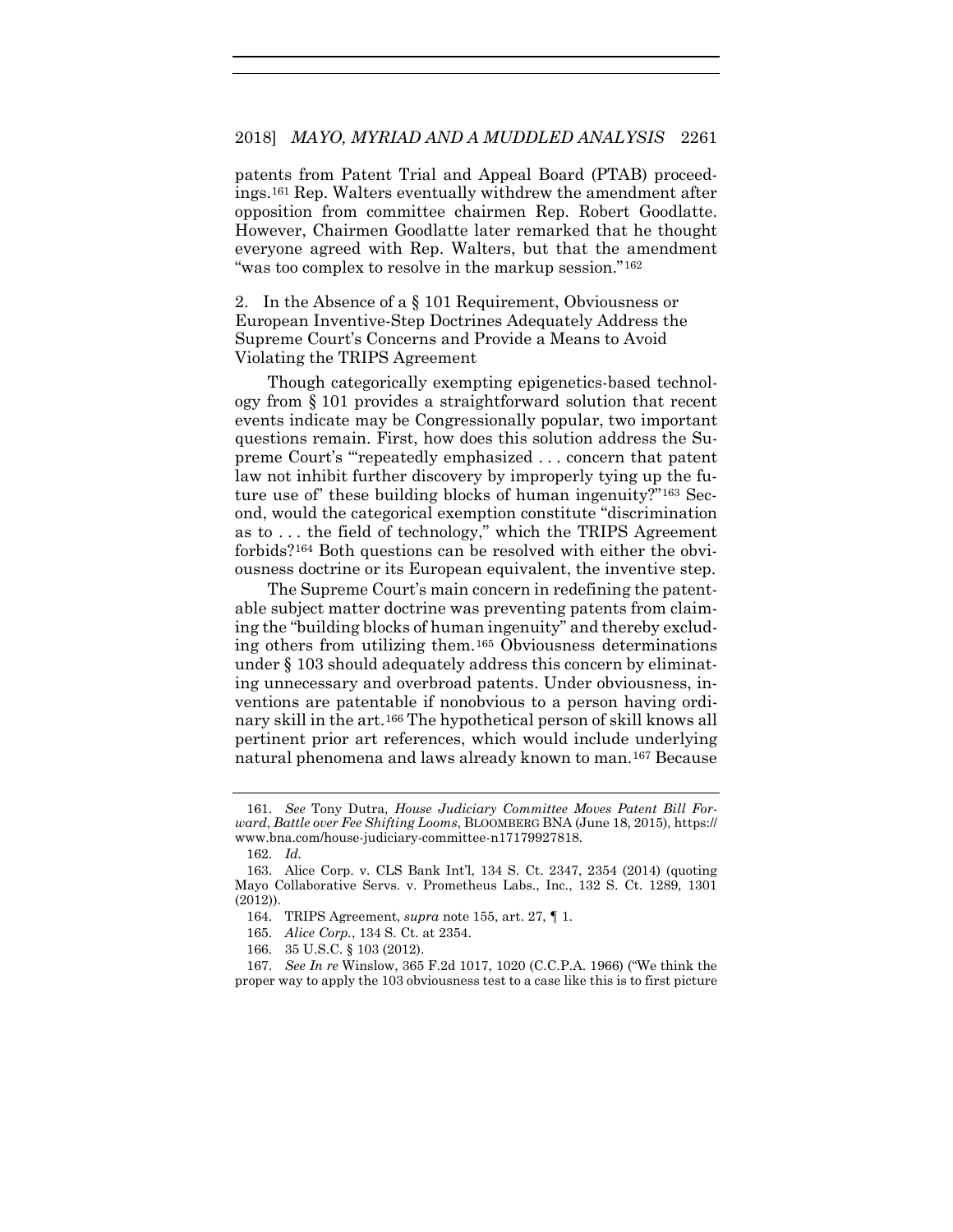patents from Patent Trial and Appeal Board (PTAB) proceedings.[161] Rep. Walters eventually withdrew the amendment after opposition from committee chairmen Rep. Robert Goodlatte. However, Chairmen Goodlatte later remarked that he thought everyone agreed with Rep. Walters, but that the amendment "was too complex to resolve in the markup session."[162]

2. In the Absence of a § 101 Requirement, Obviousness or European Inventive-Step Doctrines Adequately Address the Supreme Court's Concerns and Provide a Means to Avoid Violating the TRIPS Agreement

Though categorically exempting epigenetics-based technology from § 101 provides a straightforward solution that recent events indicate may be Congressionally popular, two important questions remain. First, how does this solution address the Supreme Court's "'repeatedly emphasized . . . concern that patent law not inhibit further discovery by improperly tying up the future use of' these building blocks of human ingenuity?"[163] Second, would the categorical exemption constitute "discrimination as to . . . the field of technology," which the TRIPS Agreement forbids?[164] Both questions can be resolved with either the obviousness doctrine or its European equivalent, the inventive step.

The Supreme Court's main concern in redefining the patentable subject matter doctrine was preventing patents from claiming the "building blocks of human ingenuity" and thereby excluding others from utilizing them.[165] Obviousness determinations under § 103 should adequately address this concern by eliminating unnecessary and overbroad patents. Under obviousness, inventions are patentable if nonobvious to a person having ordinary skill in the art.[166] The hypothetical person of skill knows all pertinent prior art references, which would include underlying natural phenomena and laws already known to man.[167] Because

---

161. *See* Tony Dutra, *House Judiciary Committee Moves Patent Bill Forward, Battle over Fee Shifting Looms*, BLOOMBERG BNA (June 18, 2015), https://www.bna.com/house-judiciary-committee-n17179927818.

162. *Id.*

163. Alice Corp. v. CLS Bank Int'l, 134 S. Ct. 2347, 2354 (2014) (quoting Mayo Collaborative Servs. v. Prometheus Labs., Inc., 132 S. Ct. 1289, 1301 (2012)).

164. TRIPS Agreement, *supra* note 155, art. 27, ¶ 1.

165. *Alice Corp.*, 134 S. Ct. at 2354.

166. 35 U.S.C. § 103 (2012).

167. *See In re* Winslow, 365 F.2d 1017, 1020 (C.C.P.A. 1966) ("We think the proper way to apply the 103 obviousness test to a case like this is to first picture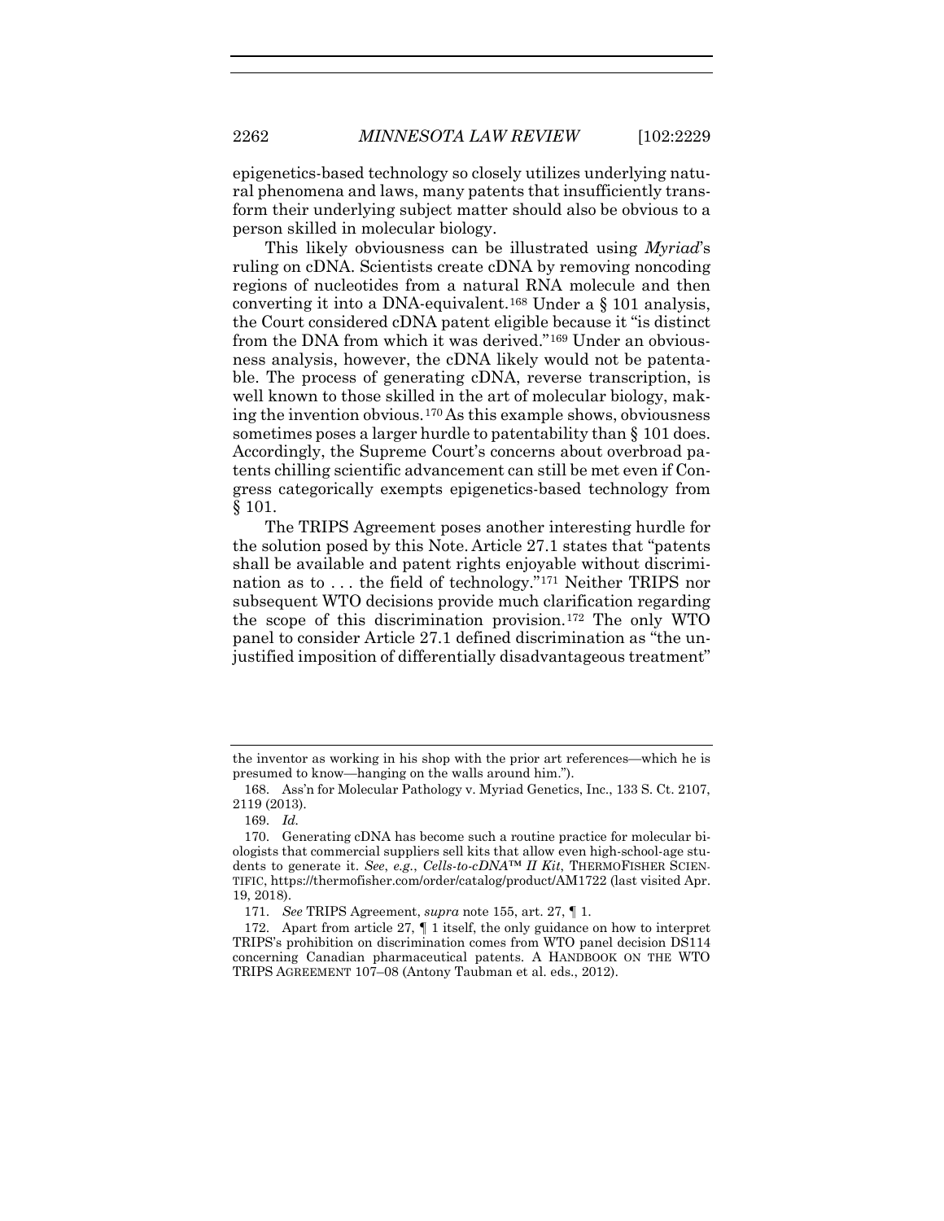epigenetics-based technology so closely utilizes underlying natural phenomena and laws, many patents that insufficiently transform their underlying subject matter should also be obvious to a person skilled in molecular biology.

This likely obviousness can be illustrated using *Myriad*'s ruling on cDNA. Scientists create cDNA by removing noncoding regions of nucleotides from a natural RNA molecule and then converting it into a DNA-equivalent.[168] Under a § 101 analysis, the Court considered cDNA patent eligible because it "is distinct from the DNA from which it was derived."[169] Under an obviousness analysis, however, the cDNA likely would not be patentable. The process of generating cDNA, reverse transcription, is well known to those skilled in the art of molecular biology, making the invention obvious.[170] As this example shows, obviousness sometimes poses a larger hurdle to patentability than § 101 does. Accordingly, the Supreme Court's concerns about overbroad patents chilling scientific advancement can still be met even if Congress categorically exempts epigenetics-based technology from § 101.

The TRIPS Agreement poses another interesting hurdle for the solution posed by this Note. Article 27.1 states that "patents shall be available and patent rights enjoyable without discrimination as to . . . the field of technology."[171] Neither TRIPS nor subsequent WTO decisions provide much clarification regarding the scope of this discrimination provision.[172] The only WTO panel to consider Article 27.1 defined discrimination as "the unjustified imposition of differentially disadvantageous treatment"

---

the inventor as working in his shop with the prior art references—which he is presumed to know—hanging on the walls around him.").

168. Ass'n for Molecular Pathology v. Myriad Genetics, Inc., 133 S. Ct. 2107, 2119 (2013).

169. *Id.*

170. Generating cDNA has become such a routine practice for molecular biologists that commercial suppliers sell kits that allow even high-school-age students to generate it. *See, e.g.*, *Cells-to-cDNA™ II Kit*, THERMOFISHER SCIENTIFIC, https://thermofisher.com/order/catalog/product/AM1722 (last visited Apr. 19, 2018).

171. *See* TRIPS Agreement, *supra* note 155, art. 27, ¶ 1.

172. Apart from article 27, ¶ 1 itself, the only guidance on how to interpret TRIPS's prohibition on discrimination comes from WTO panel decision DS114 concerning Canadian pharmaceutical patents. A HANDBOOK ON THE WTO TRIPS AGREEMENT 107–08 (Antony Taubman et al. eds., 2012).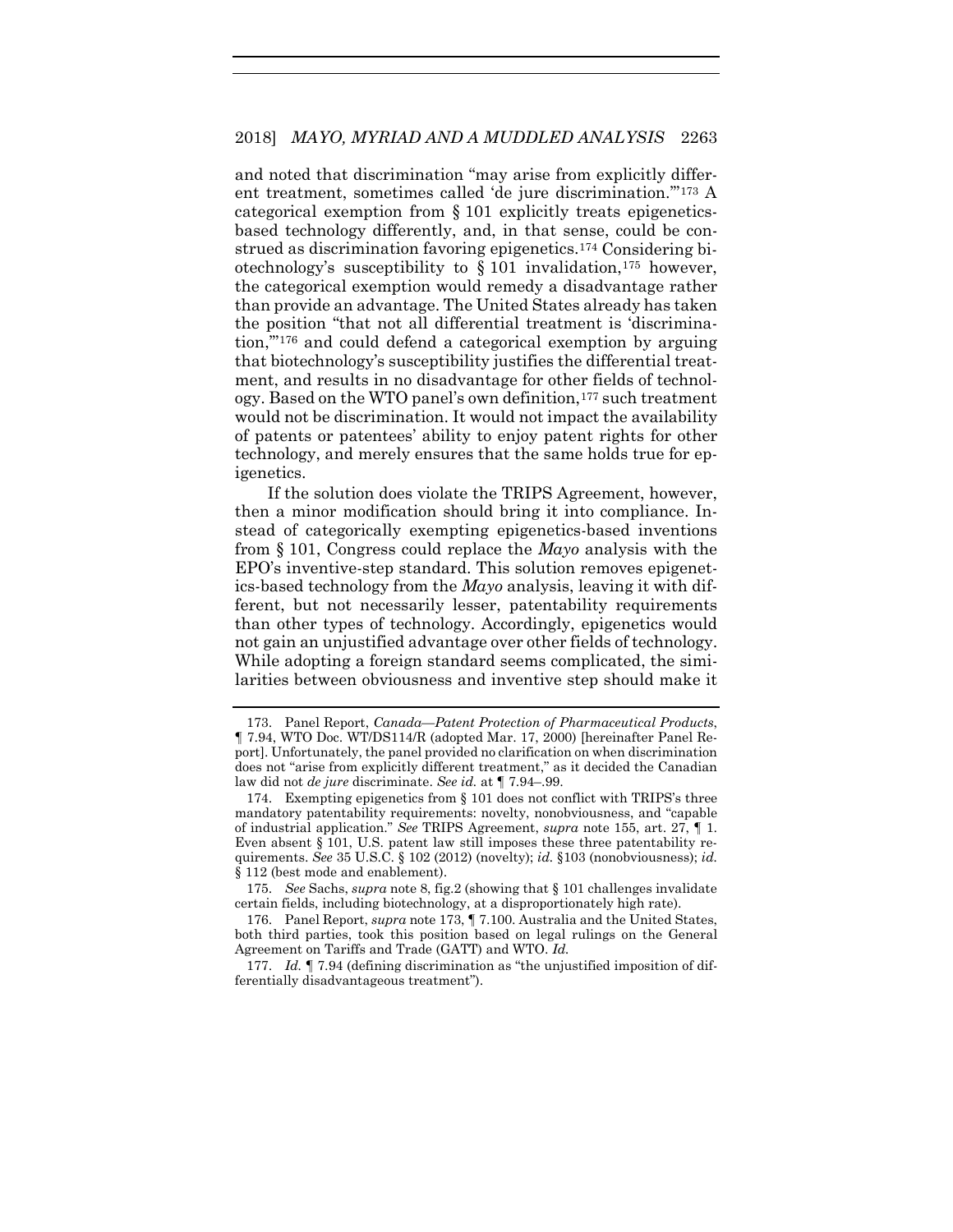and noted that discrimination "may arise from explicitly different treatment, sometimes called 'de jure discrimination.'"[173] A categorical exemption from § 101 explicitly treats epigenetics-based technology differently, and, in that sense, could be construed as discrimination favoring epigenetics.[174] Considering biotechnology's susceptibility to § 101 invalidation,[175] however, the categorical exemption would remedy a disadvantage rather than provide an advantage. The United States already has taken the position "that not all differential treatment is 'discrimination,'"[176] and could defend a categorical exemption by arguing that biotechnology's susceptibility justifies the differential treatment, and results in no disadvantage for other fields of technology. Based on the WTO panel's own definition,[177] such treatment would not be discrimination. It would not impact the availability of patents or patentees' ability to enjoy patent rights for other technology, and merely ensures that the same holds true for epigenetics.

If the solution does violate the TRIPS Agreement, however, then a minor modification should bring it into compliance. Instead of categorically exempting epigenetics-based inventions from § 101, Congress could replace the *Mayo* analysis with the EPO's inventive-step standard. This solution removes epigenetics-based technology from the *Mayo* analysis, leaving it with different, but not necessarily lesser, patentability requirements than other types of technology. Accordingly, epigenetics would not gain an unjustified advantage over other fields of technology. While adopting a foreign standard seems complicated, the similarities between obviousness and inventive step should make it

---

173. Panel Report, *Canada—Patent Protection of Pharmaceutical Products*, ¶ 7.94, WTO Doc. WT/DS114/R (adopted Mar. 17, 2000) [hereinafter Panel Report]. Unfortunately, the panel provided no clarification on when discrimination does not "arise from explicitly different treatment," as it decided the Canadian law did not *de jure* discriminate. *See id.* at ¶ 7.94–.99.

174. Exempting epigenetics from § 101 does not conflict with TRIPS's three mandatory patentability requirements: novelty, nonobviousness, and "capable of industrial application." *See* TRIPS Agreement, *supra* note 155, art. 27, ¶ 1. Even absent § 101, U.S. patent law still imposes these three patentability requirements. *See* 35 U.S.C. § 102 (2012) (novelty); *id.* §103 (nonobviousness); *id.* § 112 (best mode and enablement).

175. *See* Sachs, *supra* note 8, fig.2 (showing that § 101 challenges invalidate certain fields, including biotechnology, at a disproportionately high rate).

176. Panel Report, *supra* note 173, ¶ 7.100. Australia and the United States, both third parties, took this position based on legal rulings on the General Agreement on Tariffs and Trade (GATT) and WTO. *Id.*

177. *Id.* ¶ 7.94 (defining discrimination as "the unjustified imposition of differentially disadvantageous treatment").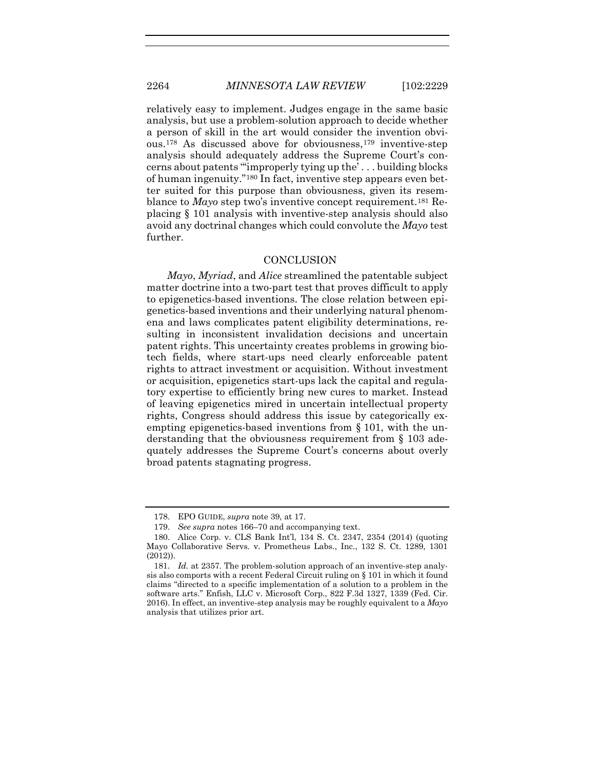relatively easy to implement. Judges engage in the same basic analysis, but use a problem-solution approach to decide whether a person of skill in the art would consider the invention obvious.[178] As discussed above for obviousness,[179] inventive-step analysis should adequately address the Supreme Court's concerns about patents "'improperly tying up the' . . . building blocks of human ingenuity."[180] In fact, inventive step appears even better suited for this purpose than obviousness, given its resemblance to *Mayo* step two's inventive concept requirement.[181] Replacing § 101 analysis with inventive-step analysis should also avoid any doctrinal changes which could convolute the *Mayo* test further.

## CONCLUSION

*Mayo*, *Myriad*, and *Alice* streamlined the patentable subject matter doctrine into a two-part test that proves difficult to apply to epigenetics-based inventions. The close relation between epigenetics-based inventions and their underlying natural phenomena and laws complicates patent eligibility determinations, resulting in inconsistent invalidation decisions and uncertain patent rights. This uncertainty creates problems in growing biotech fields, where start-ups need clearly enforceable patent rights to attract investment or acquisition. Without investment or acquisition, epigenetics start-ups lack the capital and regulatory expertise to efficiently bring new cures to market. Instead of leaving epigenetics mired in uncertain intellectual property rights, Congress should address this issue by categorically exempting epigenetics-based inventions from § 101, with the understanding that the obviousness requirement from § 103 adequately addresses the Supreme Court's concerns about overly broad patents stagnating progress.

---

178. EPO GUIDE, *supra* note 39, at 17.

179. *See supra* notes 166–70 and accompanying text.

180. Alice Corp. v. CLS Bank Int'l, 134 S. Ct. 2347, 2354 (2014) (quoting Mayo Collaborative Servs. v. Prometheus Labs., Inc., 132 S. Ct. 1289, 1301 (2012)).

181. *Id.* at 2357. The problem-solution approach of an inventive-step analysis also comports with a recent Federal Circuit ruling on § 101 in which it found claims "directed to a specific implementation of a solution to a problem in the software arts." Enfish, LLC v. Microsoft Corp., 822 F.3d 1327, 1339 (Fed. Cir. 2016). In effect, an inventive-step analysis may be roughly equivalent to a *Mayo* analysis that utilizes prior art.